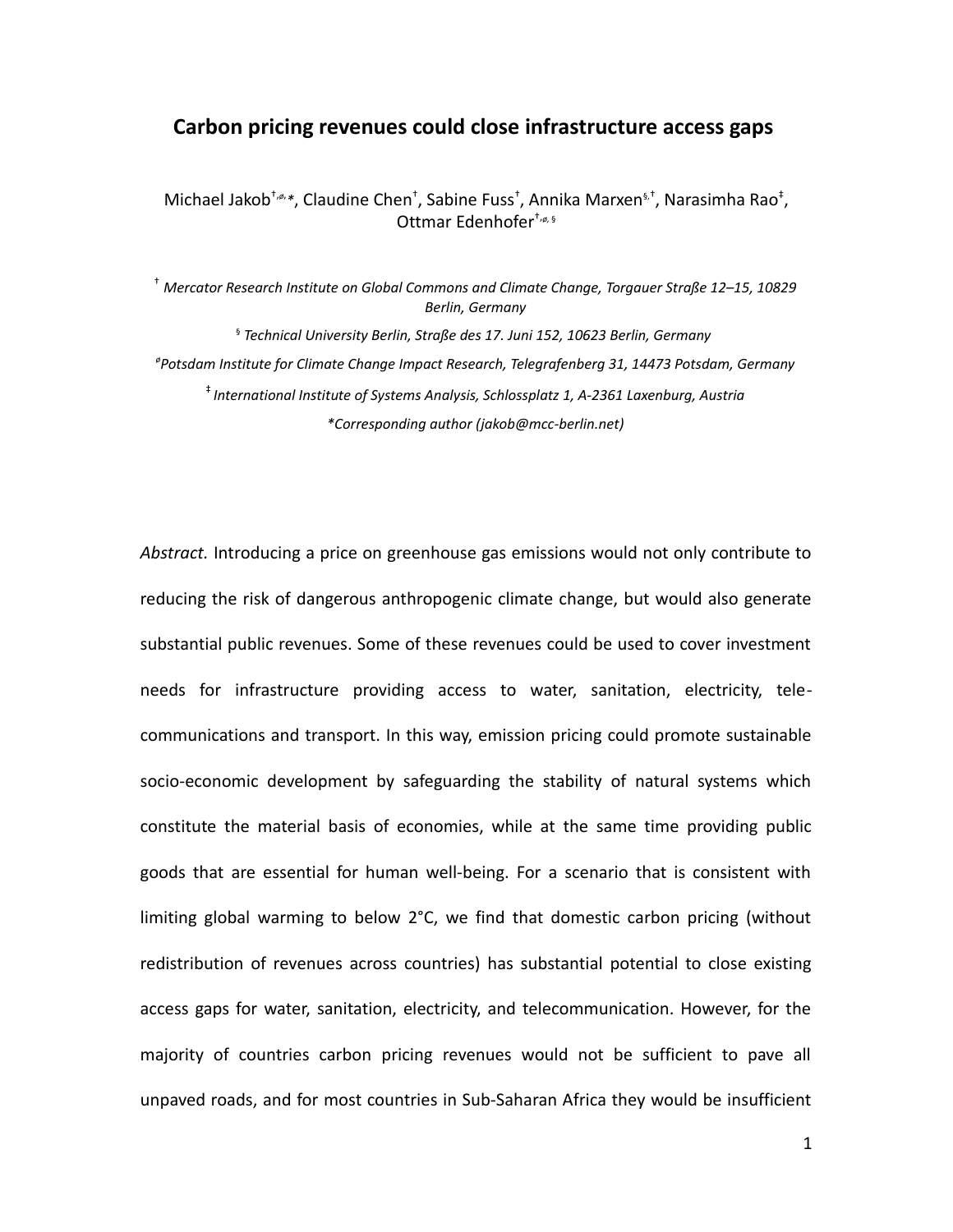# Carbon pricing revenues could close infrastructure access gaps

Michael Jakob[†,ø,*], Claudine Chen[†], Sabine Fuss[†], Annika Marxen[§,†], Narasimha Rao[‡], Ottmar Edenhofer[†,ø,§]

[†] *Mercator Research Institute on Global Commons and Climate Change, Torgauer Straße 12–15, 10829 Berlin, Germany*

[§] *Technical University Berlin, Straße des 17. Juni 152, 10623 Berlin, Germany*

[ø] *Potsdam Institute for Climate Change Impact Research, Telegrafenberg 31, 14473 Potsdam, Germany*

[‡] *International Institute of Systems Analysis, Schlossplatz 1, A-2361 Laxenburg, Austria*

*\*Corresponding author (jakob@mcc-berlin.net)*

*Abstract.* Introducing a price on greenhouse gas emissions would not only contribute to reducing the risk of dangerous anthropogenic climate change, but would also generate substantial public revenues. Some of these revenues could be used to cover investment needs for infrastructure providing access to water, sanitation, electricity, tele-communications and transport. In this way, emission pricing could promote sustainable socio-economic development by safeguarding the stability of natural systems which constitute the material basis of economies, while at the same time providing public goods that are essential for human well-being. For a scenario that is consistent with limiting global warming to below 2°C, we find that domestic carbon pricing (without redistribution of revenues across countries) has substantial potential to close existing access gaps for water, sanitation, electricity, and telecommunication. However, for the majority of countries carbon pricing revenues would not be sufficient to pave all unpaved roads, and for most countries in Sub-Saharan Africa they would be insufficient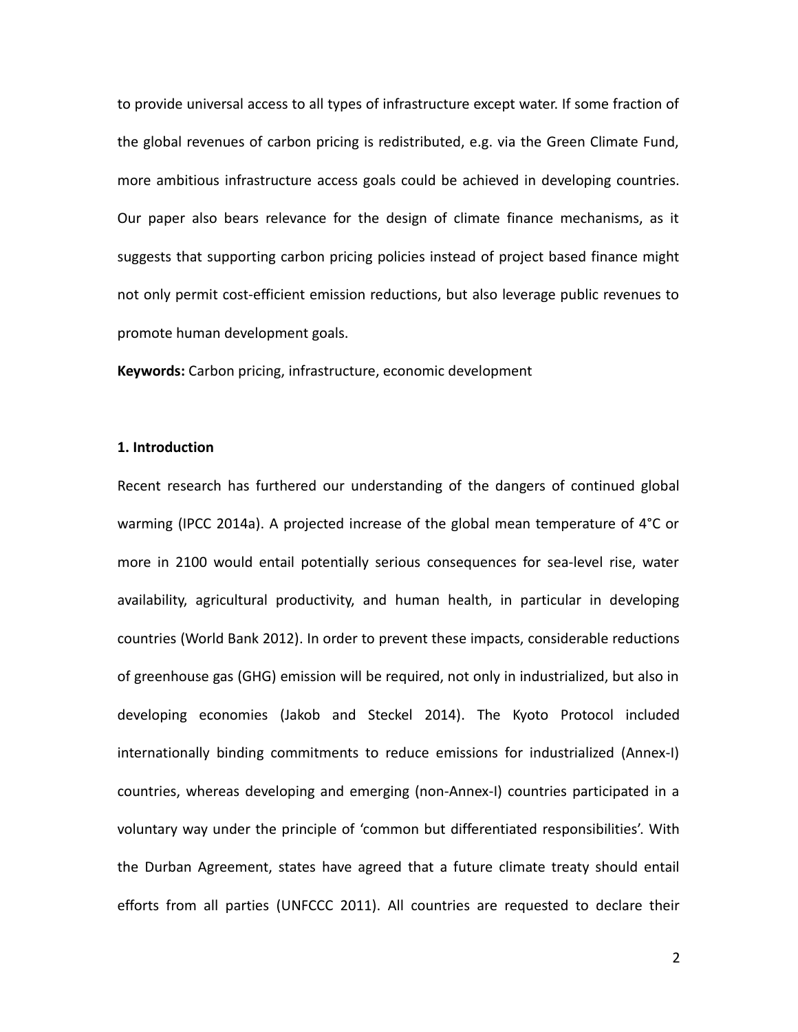to provide universal access to all types of infrastructure except water. If some fraction of the global revenues of carbon pricing is redistributed, e.g. via the Green Climate Fund, more ambitious infrastructure access goals could be achieved in developing countries. Our paper also bears relevance for the design of climate finance mechanisms, as it suggests that supporting carbon pricing policies instead of project based finance might not only permit cost-efficient emission reductions, but also leverage public revenues to promote human development goals.

**Keywords:** Carbon pricing, infrastructure, economic development

## 1. Introduction

Recent research has furthered our understanding of the dangers of continued global warming (IPCC 2014a). A projected increase of the global mean temperature of 4°C or more in 2100 would entail potentially serious consequences for sea-level rise, water availability, agricultural productivity, and human health, in particular in developing countries (World Bank 2012). In order to prevent these impacts, considerable reductions of greenhouse gas (GHG) emission will be required, not only in industrialized, but also in developing economies (Jakob and Steckel 2014). The Kyoto Protocol included internationally binding commitments to reduce emissions for industrialized (Annex-I) countries, whereas developing and emerging (non-Annex-I) countries participated in a voluntary way under the principle of 'common but differentiated responsibilities'. With the Durban Agreement, states have agreed that a future climate treaty should entail efforts from all parties (UNFCCC 2011). All countries are requested to declare their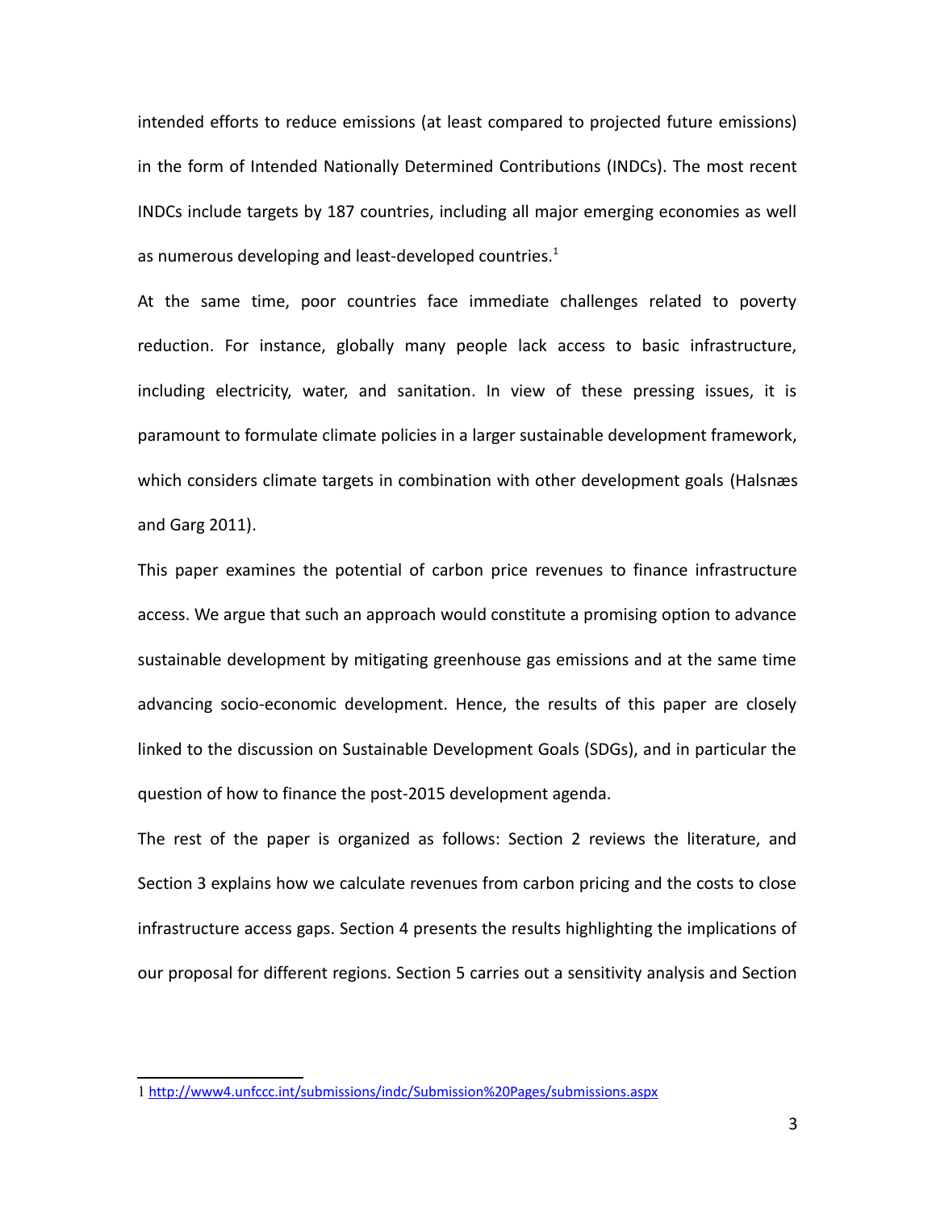intended efforts to reduce emissions (at least compared to projected future emissions) in the form of Intended Nationally Determined Contributions (INDCs). The most recent INDCs include targets by 187 countries, including all major emerging economies as well as numerous developing and least-developed countries.[1]

At the same time, poor countries face immediate challenges related to poverty reduction. For instance, globally many people lack access to basic infrastructure, including electricity, water, and sanitation. In view of these pressing issues, it is paramount to formulate climate policies in a larger sustainable development framework, which considers climate targets in combination with other development goals (Halsnæs and Garg 2011).

This paper examines the potential of carbon price revenues to finance infrastructure access. We argue that such an approach would constitute a promising option to advance sustainable development by mitigating greenhouse gas emissions and at the same time advancing socio-economic development. Hence, the results of this paper are closely linked to the discussion on Sustainable Development Goals (SDGs), and in particular the question of how to finance the post-2015 development agenda.

The rest of the paper is organized as follows: Section 2 reviews the literature, and Section 3 explains how we calculate revenues from carbon pricing and the costs to close infrastructure access gaps. Section 4 presents the results highlighting the implications of our proposal for different regions. Section 5 carries out a sensitivity analysis and Section

---

[1] http://www4.unfccc.int/submissions/indc/Submission%20Pages/submissions.aspx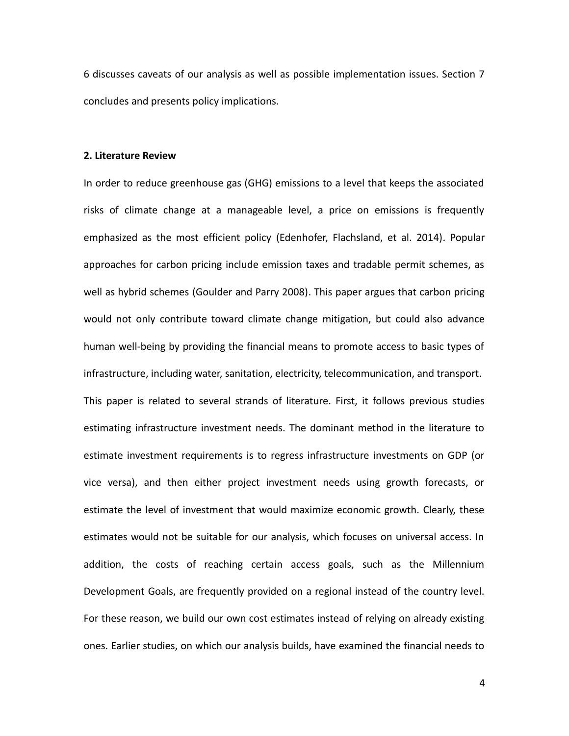6 discusses caveats of our analysis as well as possible implementation issues. Section 7 concludes and presents policy implications.

## 2. Literature Review

In order to reduce greenhouse gas (GHG) emissions to a level that keeps the associated risks of climate change at a manageable level, a price on emissions is frequently emphasized as the most efficient policy (Edenhofer, Flachsland, et al. 2014). Popular approaches for carbon pricing include emission taxes and tradable permit schemes, as well as hybrid schemes (Goulder and Parry 2008). This paper argues that carbon pricing would not only contribute toward climate change mitigation, but could also advance human well-being by providing the financial means to promote access to basic types of infrastructure, including water, sanitation, electricity, telecommunication, and transport.

This paper is related to several strands of literature. First, it follows previous studies estimating infrastructure investment needs. The dominant method in the literature to estimate investment requirements is to regress infrastructure investments on GDP (or vice versa), and then either project investment needs using growth forecasts, or estimate the level of investment that would maximize economic growth. Clearly, these estimates would not be suitable for our analysis, which focuses on universal access. In addition, the costs of reaching certain access goals, such as the Millennium Development Goals, are frequently provided on a regional instead of the country level. For these reason, we build our own cost estimates instead of relying on already existing ones. Earlier studies, on which our analysis builds, have examined the financial needs to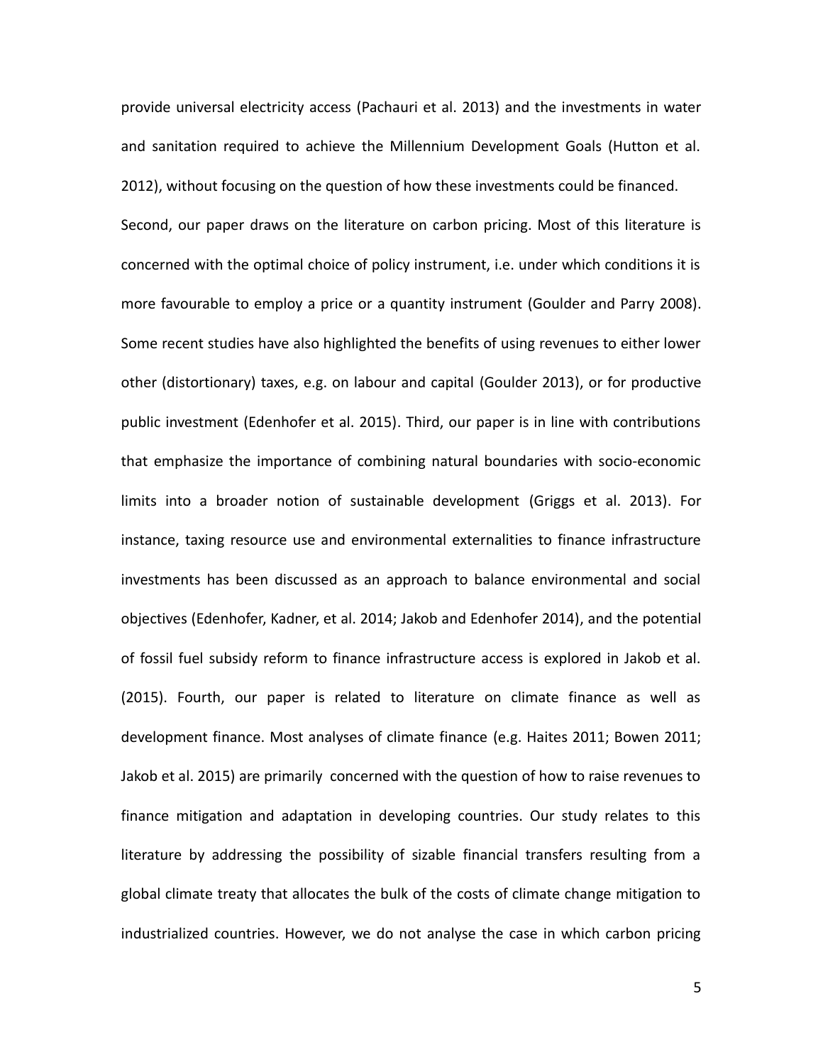provide universal electricity access (Pachauri et al. 2013) and the investments in water and sanitation required to achieve the Millennium Development Goals (Hutton et al. 2012), without focusing on the question of how these investments could be financed.

Second, our paper draws on the literature on carbon pricing. Most of this literature is concerned with the optimal choice of policy instrument, i.e. under which conditions it is more favourable to employ a price or a quantity instrument (Goulder and Parry 2008). Some recent studies have also highlighted the benefits of using revenues to either lower other (distortionary) taxes, e.g. on labour and capital (Goulder 2013), or for productive public investment (Edenhofer et al. 2015). Third, our paper is in line with contributions that emphasize the importance of combining natural boundaries with socio-economic limits into a broader notion of sustainable development (Griggs et al. 2013). For instance, taxing resource use and environmental externalities to finance infrastructure investments has been discussed as an approach to balance environmental and social objectives (Edenhofer, Kadner, et al. 2014; Jakob and Edenhofer 2014), and the potential of fossil fuel subsidy reform to finance infrastructure access is explored in Jakob et al. (2015). Fourth, our paper is related to literature on climate finance as well as development finance. Most analyses of climate finance (e.g. Haites 2011; Bowen 2011; Jakob et al. 2015) are primarily concerned with the question of how to raise revenues to finance mitigation and adaptation in developing countries. Our study relates to this literature by addressing the possibility of sizable financial transfers resulting from a global climate treaty that allocates the bulk of the costs of climate change mitigation to industrialized countries. However, we do not analyse the case in which carbon pricing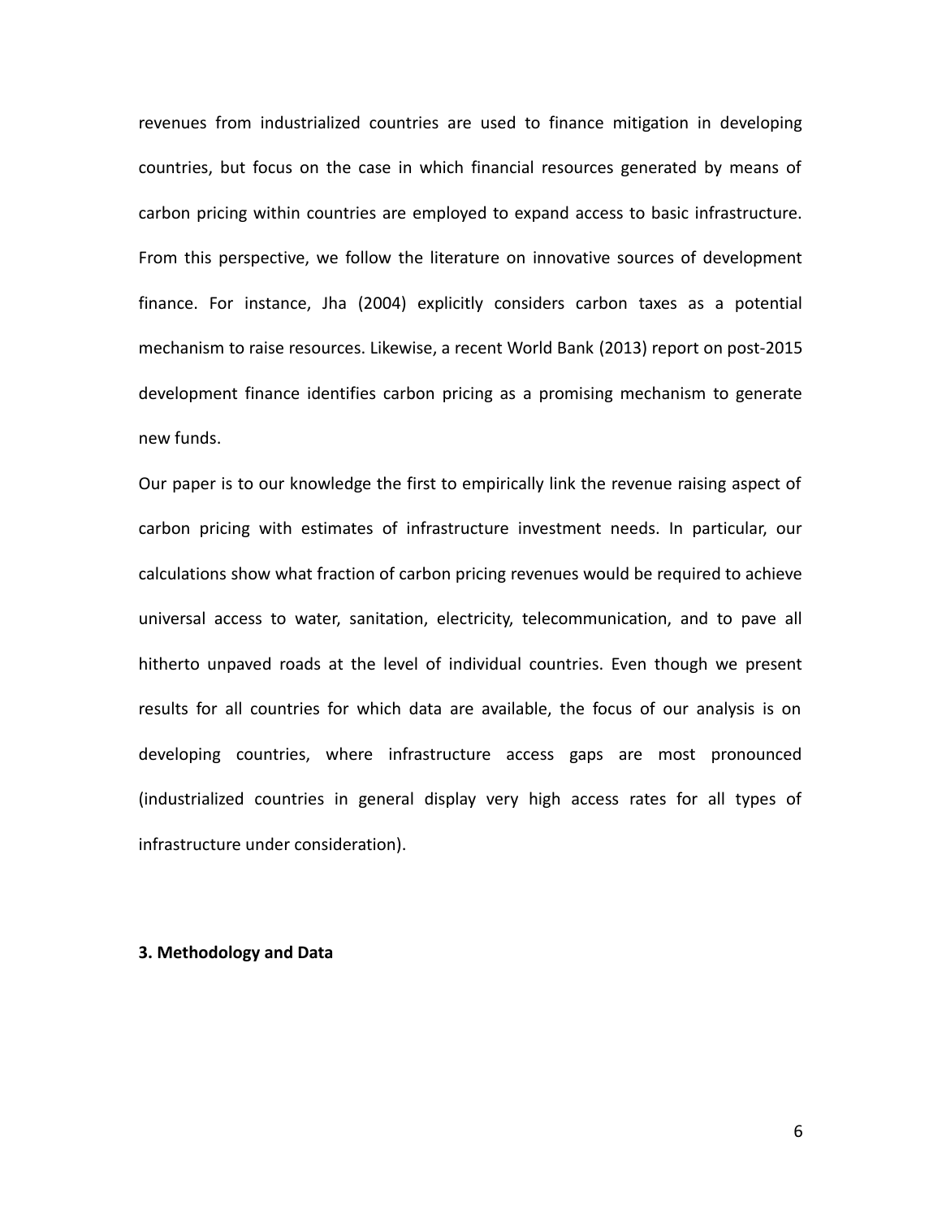revenues from industrialized countries are used to finance mitigation in developing countries, but focus on the case in which financial resources generated by means of carbon pricing within countries are employed to expand access to basic infrastructure. From this perspective, we follow the literature on innovative sources of development finance. For instance, Jha (2004) explicitly considers carbon taxes as a potential mechanism to raise resources. Likewise, a recent World Bank (2013) report on post-2015 development finance identifies carbon pricing as a promising mechanism to generate new funds.

Our paper is to our knowledge the first to empirically link the revenue raising aspect of carbon pricing with estimates of infrastructure investment needs. In particular, our calculations show what fraction of carbon pricing revenues would be required to achieve universal access to water, sanitation, electricity, telecommunication, and to pave all hitherto unpaved roads at the level of individual countries. Even though we present results for all countries for which data are available, the focus of our analysis is on developing countries, where infrastructure access gaps are most pronounced (industrialized countries in general display very high access rates for all types of infrastructure under consideration).

## 3. Methodology and Data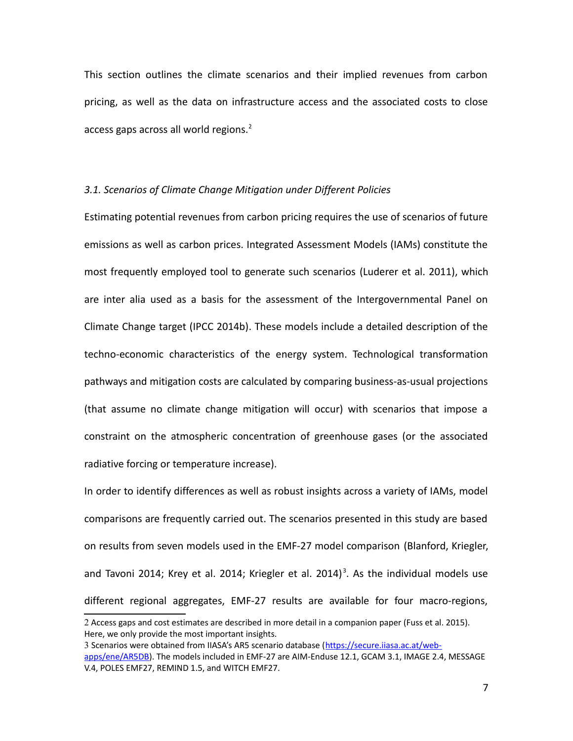This section outlines the climate scenarios and their implied revenues from carbon pricing, as well as the data on infrastructure access and the associated costs to close access gaps across all world regions.[2]

### *3.1. Scenarios of Climate Change Mitigation under Different Policies*

Estimating potential revenues from carbon pricing requires the use of scenarios of future emissions as well as carbon prices. Integrated Assessment Models (IAMs) constitute the most frequently employed tool to generate such scenarios (Luderer et al. 2011), which are inter alia used as a basis for the assessment of the Intergovernmental Panel on Climate Change target (IPCC 2014b). These models include a detailed description of the techno-economic characteristics of the energy system. Technological transformation pathways and mitigation costs are calculated by comparing business-as-usual projections (that assume no climate change mitigation will occur) with scenarios that impose a constraint on the atmospheric concentration of greenhouse gases (or the associated radiative forcing or temperature increase).

In order to identify differences as well as robust insights across a variety of IAMs, model comparisons are frequently carried out. The scenarios presented in this study are based on results from seven models used in the EMF-27 model comparison (Blanford, Kriegler, and Tavoni 2014; Krey et al. 2014; Kriegler et al. 2014)[3]. As the individual models use different regional aggregates, EMF-27 results are available for four macro-regions,

---

2 Access gaps and cost estimates are described in more detail in a companion paper (Fuss et al. 2015). Here, we only provide the most important insights.

3 Scenarios were obtained from IIASA's AR5 scenario database (https://secure.iiasa.ac.at/web-apps/ene/AR5DB). The models included in EMF-27 are AIM-Enduse 12.1, GCAM 3.1, IMAGE 2.4, MESSAGE V.4, POLES EMF27, REMIND 1.5, and WITCH EMF27.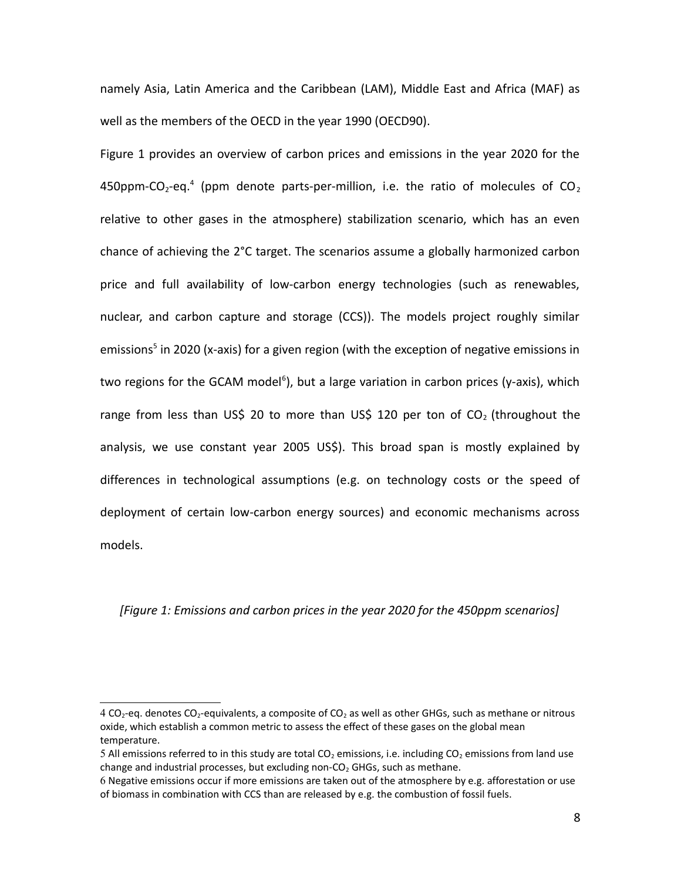namely Asia, Latin America and the Caribbean (LAM), Middle East and Africa (MAF) as well as the members of the OECD in the year 1990 (OECD90).

Figure 1 provides an overview of carbon prices and emissions in the year 2020 for the 450ppm-$CO_2$-eq.[4] (ppm denote parts-per-million, i.e. the ratio of molecules of $CO_2$ relative to other gases in the atmosphere) stabilization scenario, which has an even chance of achieving the 2°C target. The scenarios assume a globally harmonized carbon price and full availability of low-carbon energy technologies (such as renewables, nuclear, and carbon capture and storage (CCS)). The models project roughly similar emissions[5] in 2020 (x-axis) for a given region (with the exception of negative emissions in two regions for the GCAM model[6]), but a large variation in carbon prices (y-axis), which range from less than US$ 20 to more than US$ 120 per ton of $CO_2$ (throughout the analysis, we use constant year 2005 US$). This broad span is mostly explained by differences in technological assumptions (e.g. on technology costs or the speed of deployment of certain low-carbon energy sources) and economic mechanisms across models.

*[Figure 1: Emissions and carbon prices in the year 2020 for the 450ppm scenarios]*

---

4 $CO_2$-eq. denotes $CO_2$-equivalents, a composite of $CO_2$ as well as other GHGs, such as methane or nitrous oxide, which establish a common metric to assess the effect of these gases on the global mean temperature.

5 All emissions referred to in this study are total $CO_2$ emissions, i.e. including $CO_2$ emissions from land use change and industrial processes, but excluding non-$CO_2$ GHGs, such as methane.

6 Negative emissions occur if more emissions are taken out of the atmosphere by e.g. afforestation or use of biomass in combination with CCS than are released by e.g. the combustion of fossil fuels.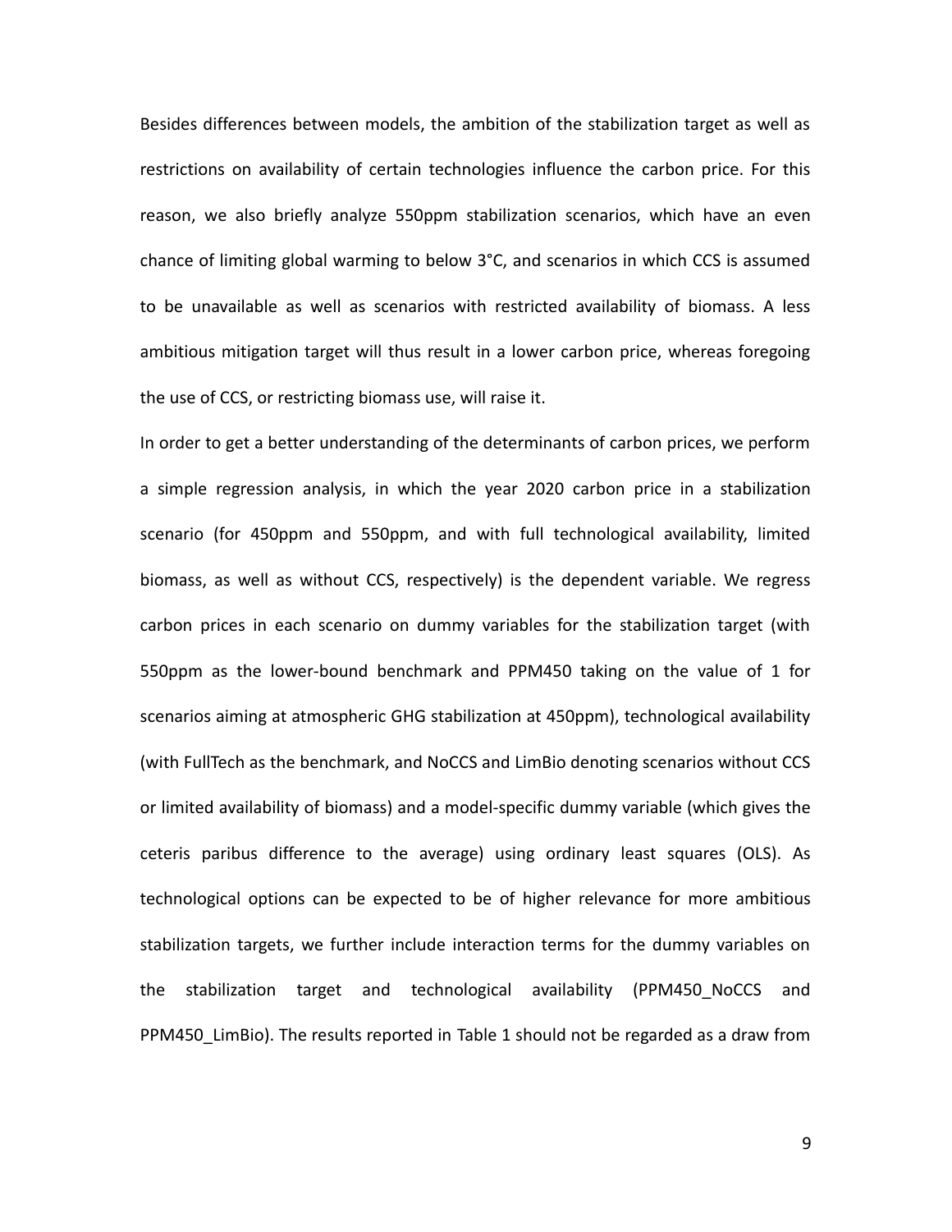Besides differences between models, the ambition of the stabilization target as well as restrictions on availability of certain technologies influence the carbon price. For this reason, we also briefly analyze 550ppm stabilization scenarios, which have an even chance of limiting global warming to below 3°C, and scenarios in which CCS is assumed to be unavailable as well as scenarios with restricted availability of biomass. A less ambitious mitigation target will thus result in a lower carbon price, whereas foregoing the use of CCS, or restricting biomass use, will raise it.

In order to get a better understanding of the determinants of carbon prices, we perform a simple regression analysis, in which the year 2020 carbon price in a stabilization scenario (for 450ppm and 550ppm, and with full technological availability, limited biomass, as well as without CCS, respectively) is the dependent variable. We regress carbon prices in each scenario on dummy variables for the stabilization target (with 550ppm as the lower-bound benchmark and PPM450 taking on the value of 1 for scenarios aiming at atmospheric GHG stabilization at 450ppm), technological availability (with FullTech as the benchmark, and NoCCS and LimBio denoting scenarios without CCS or limited availability of biomass) and a model-specific dummy variable (which gives the ceteris paribus difference to the average) using ordinary least squares (OLS). As technological options can be expected to be of higher relevance for more ambitious stabilization targets, we further include interaction terms for the dummy variables on the stabilization target and technological availability (PPM450_NoCCS and PPM450_LimBio). The results reported in Table 1 should not be regarded as a draw from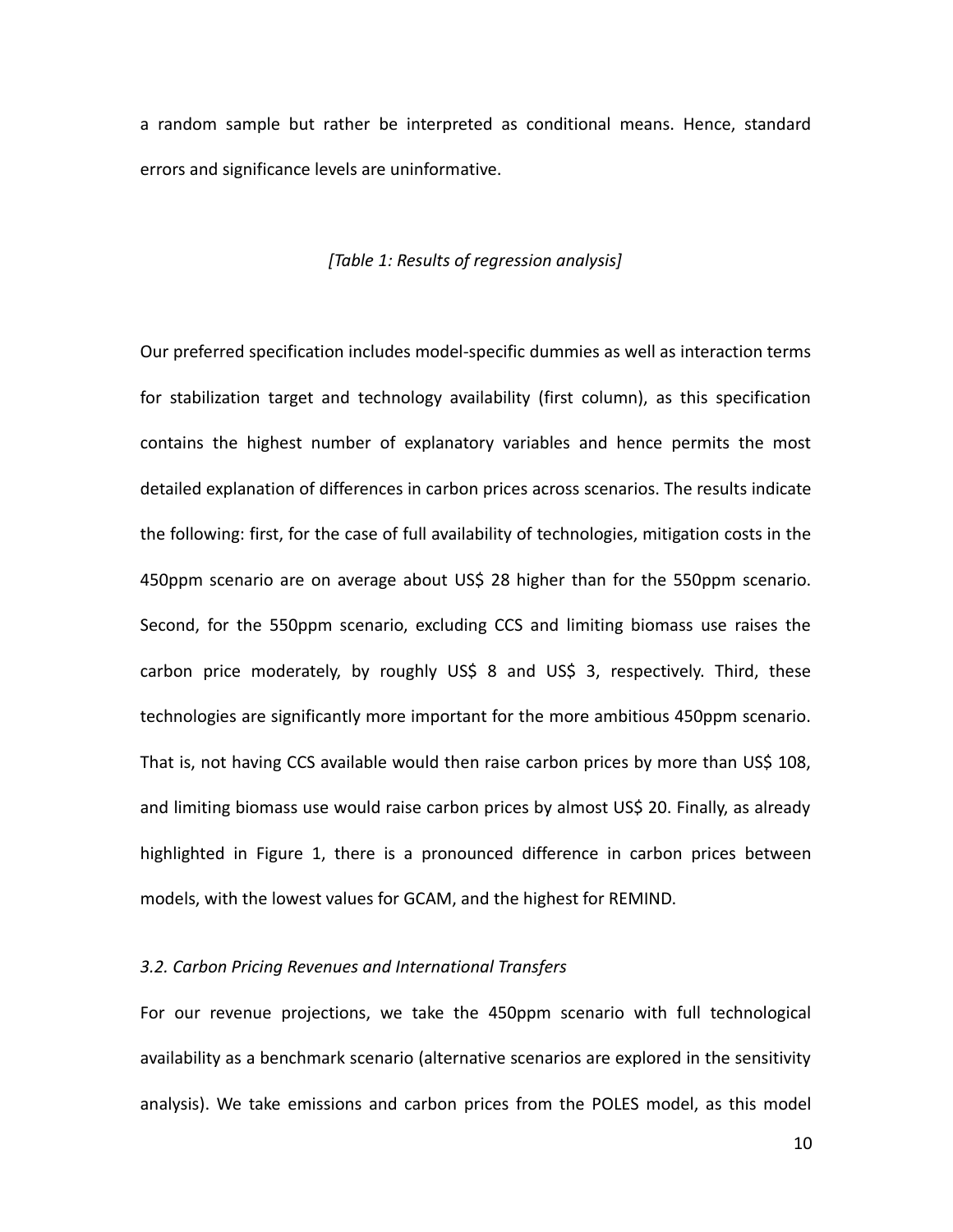a random sample but rather be interpreted as conditional means. Hence, standard errors and significance levels are uninformative.

*[Table 1: Results of regression analysis]*

Our preferred specification includes model-specific dummies as well as interaction terms for stabilization target and technology availability (first column), as this specification contains the highest number of explanatory variables and hence permits the most detailed explanation of differences in carbon prices across scenarios. The results indicate the following: first, for the case of full availability of technologies, mitigation costs in the 450ppm scenario are on average about US$ 28 higher than for the 550ppm scenario. Second, for the 550ppm scenario, excluding CCS and limiting biomass use raises the carbon price moderately, by roughly US$ 8 and US$ 3, respectively. Third, these technologies are significantly more important for the more ambitious 450ppm scenario. That is, not having CCS available would then raise carbon prices by more than US$ 108, and limiting biomass use would raise carbon prices by almost US$ 20. Finally, as already highlighted in Figure 1, there is a pronounced difference in carbon prices between models, with the lowest values for GCAM, and the highest for REMIND.

### *3.2. Carbon Pricing Revenues and International Transfers*

For our revenue projections, we take the 450ppm scenario with full technological availability as a benchmark scenario (alternative scenarios are explored in the sensitivity analysis). We take emissions and carbon prices from the POLES model, as this model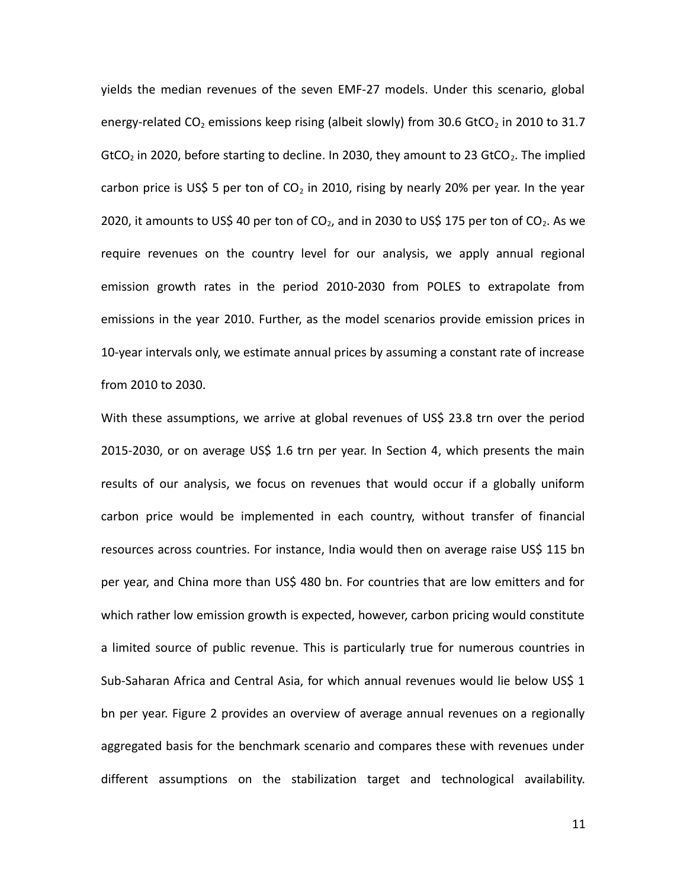yields the median revenues of the seven EMF-27 models. Under this scenario, global energy-related $CO_2$ emissions keep rising (albeit slowly) from 30.6 $GtCO_2$ in 2010 to 31.7 $GtCO_2$ in 2020, before starting to decline. In 2030, they amount to 23 $GtCO_2$. The implied carbon price is US$ 5 per ton of $CO_2$ in 2010, rising by nearly 20% per year. In the year 2020, it amounts to US$ 40 per ton of $CO_2$, and in 2030 to US$ 175 per ton of $CO_2$. As we require revenues on the country level for our analysis, we apply annual regional emission growth rates in the period 2010-2030 from POLES to extrapolate from emissions in the year 2010. Further, as the model scenarios provide emission prices in 10-year intervals only, we estimate annual prices by assuming a constant rate of increase from 2010 to 2030.

With these assumptions, we arrive at global revenues of US$ 23.8 trn over the period 2015-2030, or on average US$ 1.6 trn per year. In Section 4, which presents the main results of our analysis, we focus on revenues that would occur if a globally uniform carbon price would be implemented in each country, without transfer of financial resources across countries. For instance, India would then on average raise US$ 115 bn per year, and China more than US$ 480 bn. For countries that are low emitters and for which rather low emission growth is expected, however, carbon pricing would constitute a limited source of public revenue. This is particularly true for numerous countries in Sub-Saharan Africa and Central Asia, for which annual revenues would lie below US$ 1 bn per year. Figure 2 provides an overview of average annual revenues on a regionally aggregated basis for the benchmark scenario and compares these with revenues under different assumptions on the stabilization target and technological availability.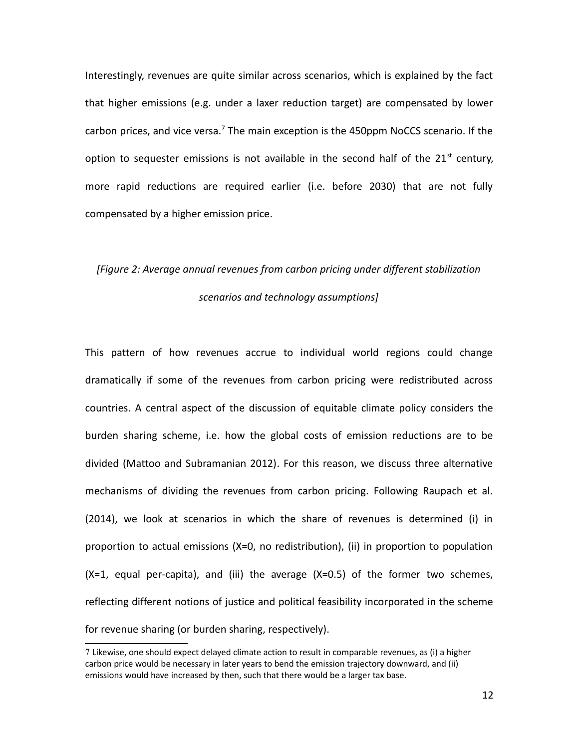Interestingly, revenues are quite similar across scenarios, which is explained by the fact that higher emissions (e.g. under a laxer reduction target) are compensated by lower carbon prices, and vice versa.[7] The main exception is the 450ppm NoCCS scenario. If the option to sequester emissions is not available in the second half of the 21st century, more rapid reductions are required earlier (i.e. before 2030) that are not fully compensated by a higher emission price.

*[Figure 2: Average annual revenues from carbon pricing under different stabilization scenarios and technology assumptions]*

This pattern of how revenues accrue to individual world regions could change dramatically if some of the revenues from carbon pricing were redistributed across countries. A central aspect of the discussion of equitable climate policy considers the burden sharing scheme, i.e. how the global costs of emission reductions are to be divided (Mattoo and Subramanian 2012). For this reason, we discuss three alternative mechanisms of dividing the revenues from carbon pricing. Following Raupach et al. (2014), we look at scenarios in which the share of revenues is determined (i) in proportion to actual emissions (X=0, no redistribution), (ii) in proportion to population (X=1, equal per-capita), and (iii) the average (X=0.5) of the former two schemes, reflecting different notions of justice and political feasibility incorporated in the scheme for revenue sharing (or burden sharing, respectively).

7 Likewise, one should expect delayed climate action to result in comparable revenues, as (i) a higher carbon price would be necessary in later years to bend the emission trajectory downward, and (ii) emissions would have increased by then, such that there would be a larger tax base.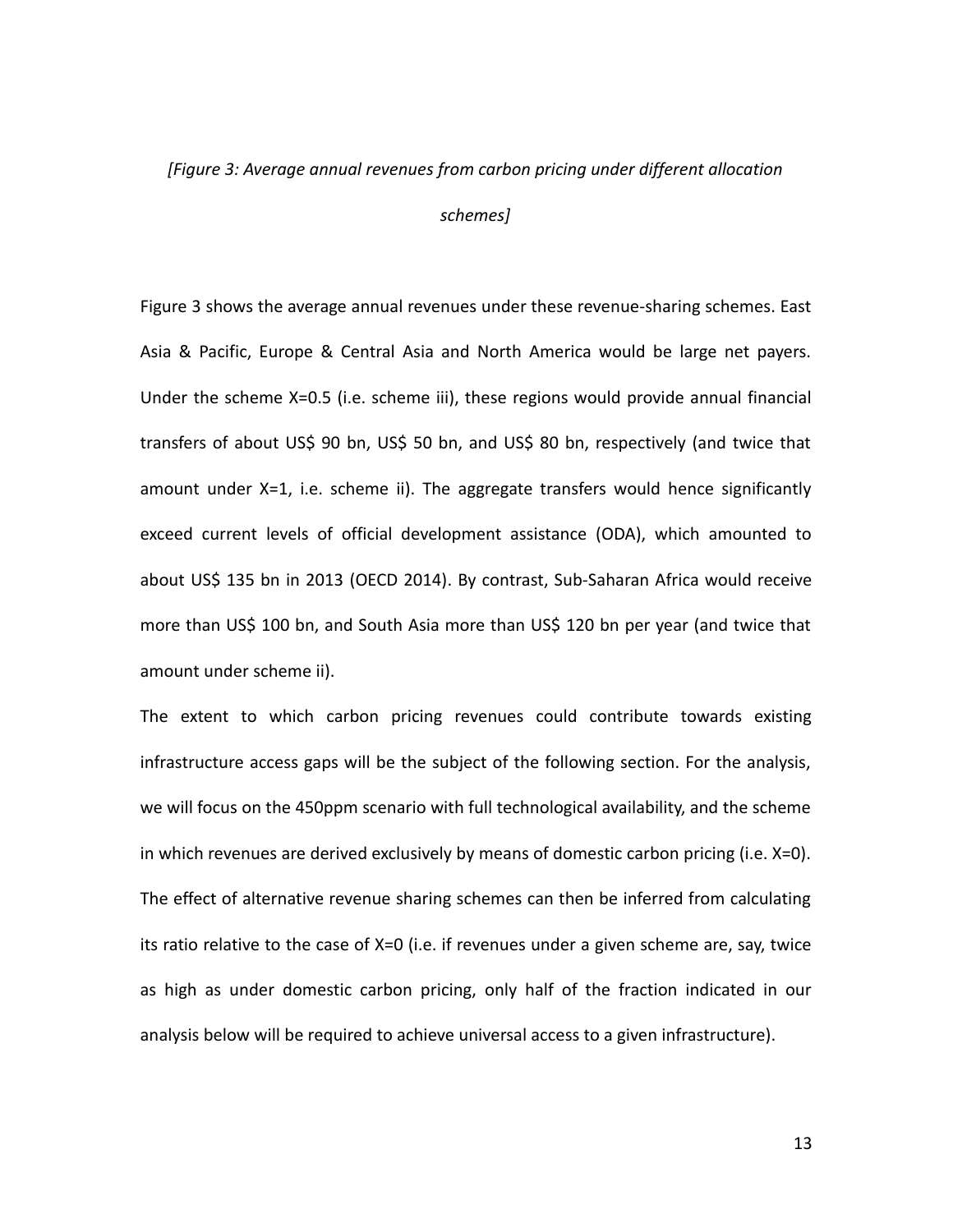*[Figure 3: Average annual revenues from carbon pricing under different allocation schemes]*

Figure 3 shows the average annual revenues under these revenue-sharing schemes. East Asia & Pacific, Europe & Central Asia and North America would be large net payers. Under the scheme X=0.5 (i.e. scheme iii), these regions would provide annual financial transfers of about US$ 90 bn, US$ 50 bn, and US$ 80 bn, respectively (and twice that amount under X=1, i.e. scheme ii). The aggregate transfers would hence significantly exceed current levels of official development assistance (ODA), which amounted to about US$ 135 bn in 2013 (OECD 2014). By contrast, Sub-Saharan Africa would receive more than US$ 100 bn, and South Asia more than US$ 120 bn per year (and twice that amount under scheme ii).

The extent to which carbon pricing revenues could contribute towards existing infrastructure access gaps will be the subject of the following section. For the analysis, we will focus on the 450ppm scenario with full technological availability, and the scheme in which revenues are derived exclusively by means of domestic carbon pricing (i.e. X=0). The effect of alternative revenue sharing schemes can then be inferred from calculating its ratio relative to the case of X=0 (i.e. if revenues under a given scheme are, say, twice as high as under domestic carbon pricing, only half of the fraction indicated in our analysis below will be required to achieve universal access to a given infrastructure).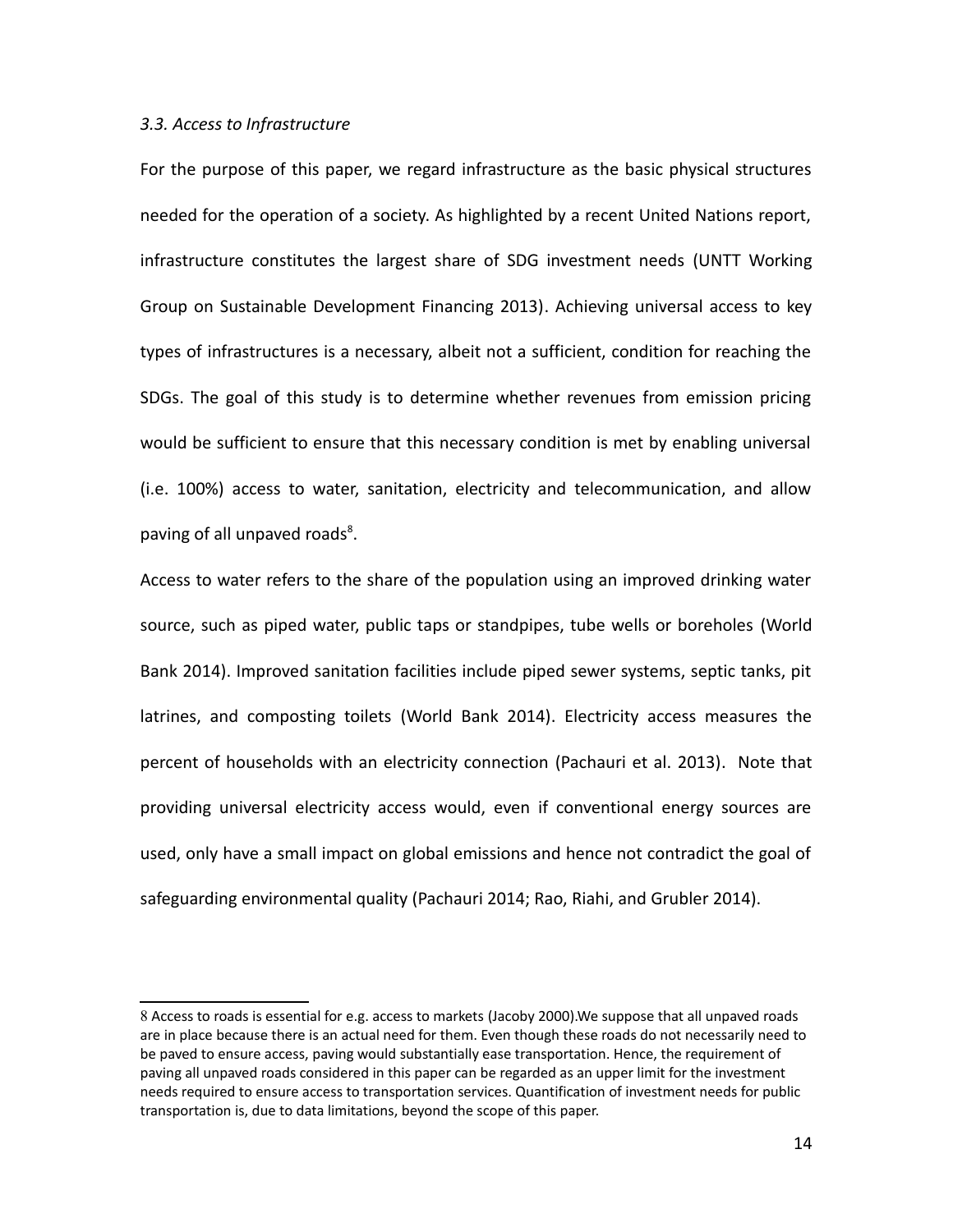### *3.3. Access to Infrastructure*

For the purpose of this paper, we regard infrastructure as the basic physical structures needed for the operation of a society. As highlighted by a recent United Nations report, infrastructure constitutes the largest share of SDG investment needs (UNTT Working Group on Sustainable Development Financing 2013). Achieving universal access to key types of infrastructures is a necessary, albeit not a sufficient, condition for reaching the SDGs. The goal of this study is to determine whether revenues from emission pricing would be sufficient to ensure that this necessary condition is met by enabling universal (i.e. 100%) access to water, sanitation, electricity and telecommunication, and allow paving of all unpaved roads[8].

Access to water refers to the share of the population using an improved drinking water source, such as piped water, public taps or standpipes, tube wells or boreholes (World Bank 2014). Improved sanitation facilities include piped sewer systems, septic tanks, pit latrines, and composting toilets (World Bank 2014). Electricity access measures the percent of households with an electricity connection (Pachauri et al. 2013). Note that providing universal electricity access would, even if conventional energy sources are used, only have a small impact on global emissions and hence not contradict the goal of safeguarding environmental quality (Pachauri 2014; Rao, Riahi, and Grubler 2014).

---

8 Access to roads is essential for e.g. access to markets (Jacoby 2000).We suppose that all unpaved roads are in place because there is an actual need for them. Even though these roads do not necessarily need to be paved to ensure access, paving would substantially ease transportation. Hence, the requirement of paving all unpaved roads considered in this paper can be regarded as an upper limit for the investment needs required to ensure access to transportation services. Quantification of investment needs for public transportation is, due to data limitations, beyond the scope of this paper.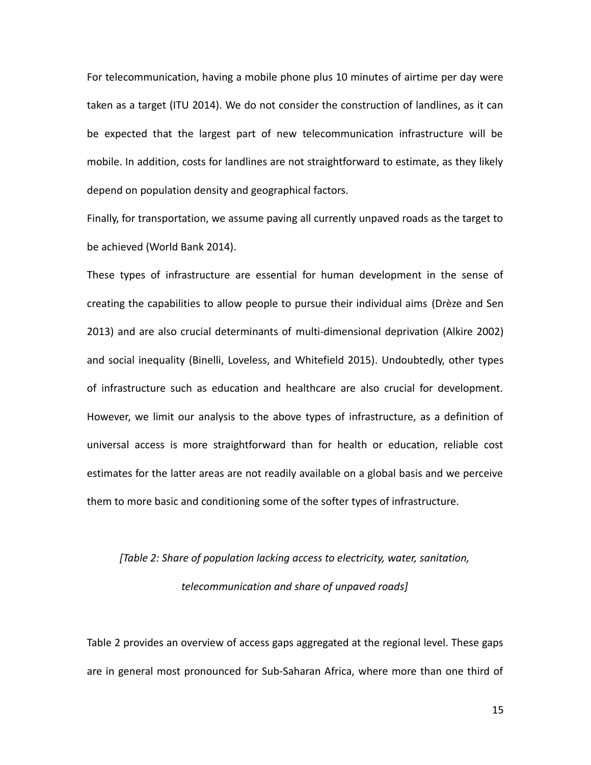For telecommunication, having a mobile phone plus 10 minutes of airtime per day were taken as a target (ITU 2014). We do not consider the construction of landlines, as it can be expected that the largest part of new telecommunication infrastructure will be mobile. In addition, costs for landlines are not straightforward to estimate, as they likely depend on population density and geographical factors.

Finally, for transportation, we assume paving all currently unpaved roads as the target to be achieved (World Bank 2014).

These types of infrastructure are essential for human development in the sense of creating the capabilities to allow people to pursue their individual aims (Drèze and Sen 2013) and are also crucial determinants of multi-dimensional deprivation (Alkire 2002) and social inequality (Binelli, Loveless, and Whitefield 2015). Undoubtedly, other types of infrastructure such as education and healthcare are also crucial for development. However, we limit our analysis to the above types of infrastructure, as a definition of universal access is more straightforward than for health or education, reliable cost estimates for the latter areas are not readily available on a global basis and we perceive them to more basic and conditioning some of the softer types of infrastructure.

*[Table 2: Share of population lacking access to electricity, water, sanitation, telecommunication and share of unpaved roads]*

Table 2 provides an overview of access gaps aggregated at the regional level. These gaps are in general most pronounced for Sub-Saharan Africa, where more than one third of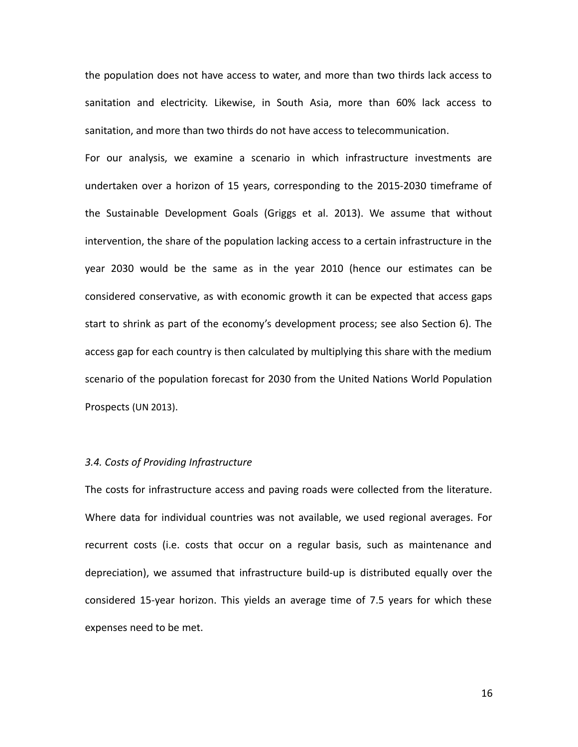the population does not have access to water, and more than two thirds lack access to sanitation and electricity. Likewise, in South Asia, more than 60% lack access to sanitation, and more than two thirds do not have access to telecommunication.

For our analysis, we examine a scenario in which infrastructure investments are undertaken over a horizon of 15 years, corresponding to the 2015-2030 timeframe of the Sustainable Development Goals (Griggs et al. 2013). We assume that without intervention, the share of the population lacking access to a certain infrastructure in the year 2030 would be the same as in the year 2010 (hence our estimates can be considered conservative, as with economic growth it can be expected that access gaps start to shrink as part of the economy's development process; see also Section 6). The access gap for each country is then calculated by multiplying this share with the medium scenario of the population forecast for 2030 from the United Nations World Population Prospects (UN 2013).

### *3.4. Costs of Providing Infrastructure*

The costs for infrastructure access and paving roads were collected from the literature. Where data for individual countries was not available, we used regional averages. For recurrent costs (i.e. costs that occur on a regular basis, such as maintenance and depreciation), we assumed that infrastructure build-up is distributed equally over the considered 15-year horizon. This yields an average time of 7.5 years for which these expenses need to be met.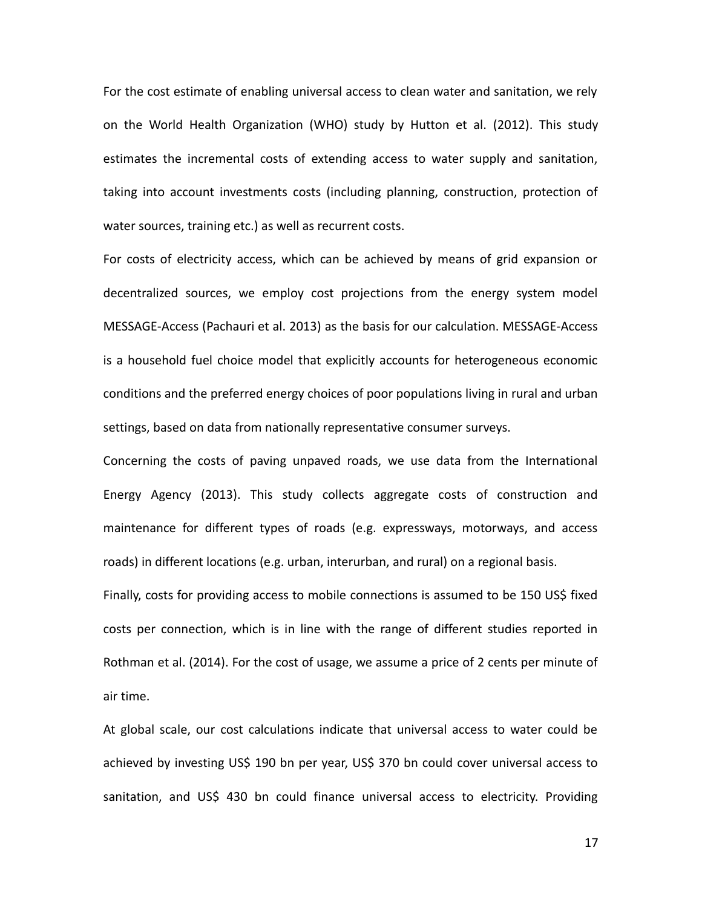For the cost estimate of enabling universal access to clean water and sanitation, we rely on the World Health Organization (WHO) study by Hutton et al. (2012). This study estimates the incremental costs of extending access to water supply and sanitation, taking into account investments costs (including planning, construction, protection of water sources, training etc.) as well as recurrent costs.

For costs of electricity access, which can be achieved by means of grid expansion or decentralized sources, we employ cost projections from the energy system model MESSAGE-Access (Pachauri et al. 2013) as the basis for our calculation. MESSAGE-Access is a household fuel choice model that explicitly accounts for heterogeneous economic conditions and the preferred energy choices of poor populations living in rural and urban settings, based on data from nationally representative consumer surveys.

Concerning the costs of paving unpaved roads, we use data from the International Energy Agency (2013). This study collects aggregate costs of construction and maintenance for different types of roads (e.g. expressways, motorways, and access roads) in different locations (e.g. urban, interurban, and rural) on a regional basis.

Finally, costs for providing access to mobile connections is assumed to be 150 US$ fixed costs per connection, which is in line with the range of different studies reported in Rothman et al. (2014). For the cost of usage, we assume a price of 2 cents per minute of air time.

At global scale, our cost calculations indicate that universal access to water could be achieved by investing US$ 190 bn per year, US$ 370 bn could cover universal access to sanitation, and US$ 430 bn could finance universal access to electricity. Providing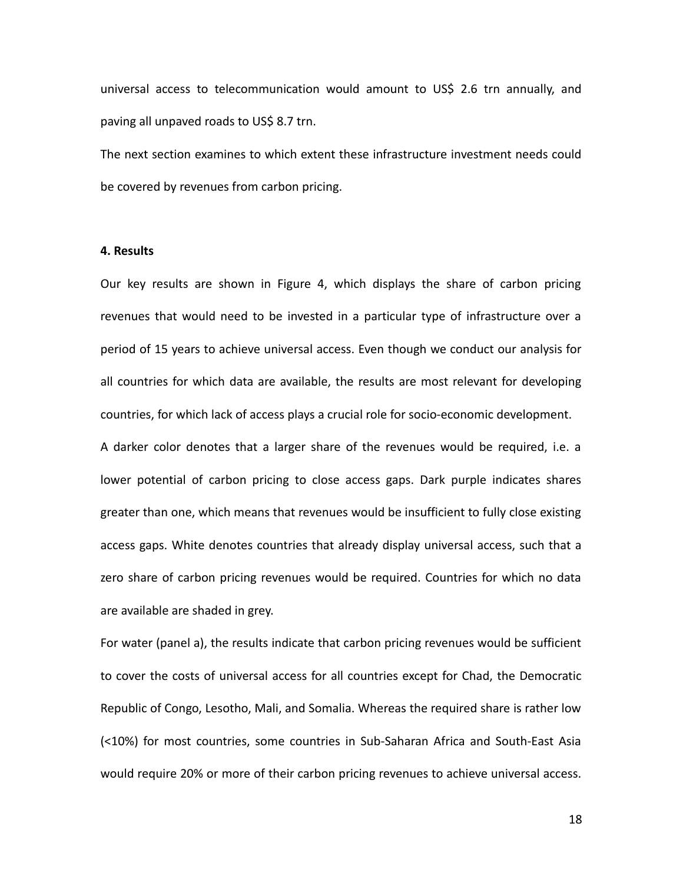universal access to telecommunication would amount to US$ 2.6 trn annually, and paving all unpaved roads to US$ 8.7 trn.

The next section examines to which extent these infrastructure investment needs could be covered by revenues from carbon pricing.

## 4. Results

Our key results are shown in Figure 4, which displays the share of carbon pricing revenues that would need to be invested in a particular type of infrastructure over a period of 15 years to achieve universal access. Even though we conduct our analysis for all countries for which data are available, the results are most relevant for developing countries, for which lack of access plays a crucial role for socio-economic development.

A darker color denotes that a larger share of the revenues would be required, i.e. a lower potential of carbon pricing to close access gaps. Dark purple indicates shares greater than one, which means that revenues would be insufficient to fully close existing access gaps. White denotes countries that already display universal access, such that a zero share of carbon pricing revenues would be required. Countries for which no data are available are shaded in grey.

For water (panel a), the results indicate that carbon pricing revenues would be sufficient to cover the costs of universal access for all countries except for Chad, the Democratic Republic of Congo, Lesotho, Mali, and Somalia. Whereas the required share is rather low (<10%) for most countries, some countries in Sub-Saharan Africa and South-East Asia would require 20% or more of their carbon pricing revenues to achieve universal access.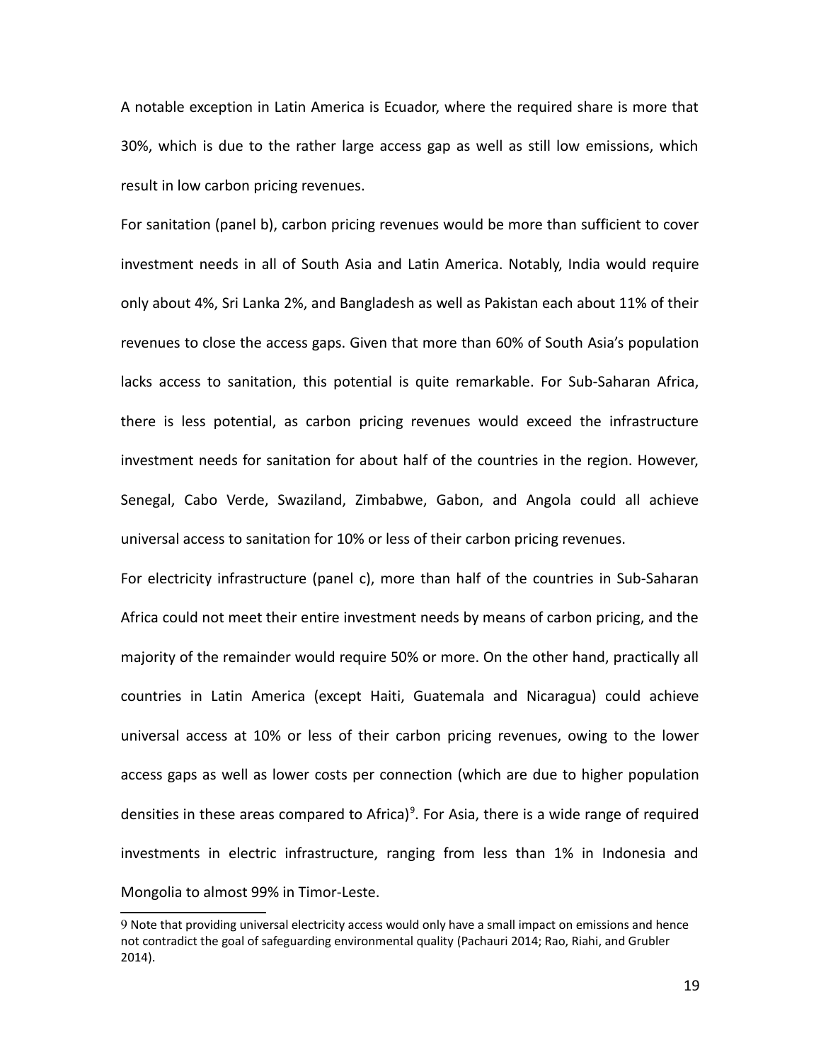A notable exception in Latin America is Ecuador, where the required share is more that 30%, which is due to the rather large access gap as well as still low emissions, which result in low carbon pricing revenues.

For sanitation (panel b), carbon pricing revenues would be more than sufficient to cover investment needs in all of South Asia and Latin America. Notably, India would require only about 4%, Sri Lanka 2%, and Bangladesh as well as Pakistan each about 11% of their revenues to close the access gaps. Given that more than 60% of South Asia's population lacks access to sanitation, this potential is quite remarkable. For Sub-Saharan Africa, there is less potential, as carbon pricing revenues would exceed the infrastructure investment needs for sanitation for about half of the countries in the region. However, Senegal, Cabo Verde, Swaziland, Zimbabwe, Gabon, and Angola could all achieve universal access to sanitation for 10% or less of their carbon pricing revenues.

For electricity infrastructure (panel c), more than half of the countries in Sub-Saharan Africa could not meet their entire investment needs by means of carbon pricing, and the majority of the remainder would require 50% or more. On the other hand, practically all countries in Latin America (except Haiti, Guatemala and Nicaragua) could achieve universal access at 10% or less of their carbon pricing revenues, owing to the lower access gaps as well as lower costs per connection (which are due to higher population densities in these areas compared to Africa)[9]. For Asia, there is a wide range of required investments in electric infrastructure, ranging from less than 1% in Indonesia and Mongolia to almost 99% in Timor-Leste.

9 Note that providing universal electricity access would only have a small impact on emissions and hence not contradict the goal of safeguarding environmental quality (Pachauri 2014; Rao, Riahi, and Grubler 2014).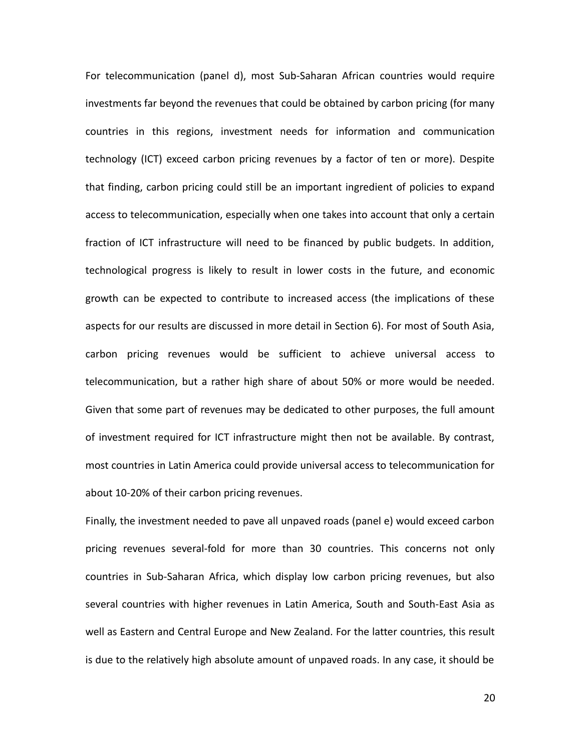For telecommunication (panel d), most Sub-Saharan African countries would require investments far beyond the revenues that could be obtained by carbon pricing (for many countries in this regions, investment needs for information and communication technology (ICT) exceed carbon pricing revenues by a factor of ten or more). Despite that finding, carbon pricing could still be an important ingredient of policies to expand access to telecommunication, especially when one takes into account that only a certain fraction of ICT infrastructure will need to be financed by public budgets. In addition, technological progress is likely to result in lower costs in the future, and economic growth can be expected to contribute to increased access (the implications of these aspects for our results are discussed in more detail in Section 6). For most of South Asia, carbon pricing revenues would be sufficient to achieve universal access to telecommunication, but a rather high share of about 50% or more would be needed. Given that some part of revenues may be dedicated to other purposes, the full amount of investment required for ICT infrastructure might then not be available. By contrast, most countries in Latin America could provide universal access to telecommunication for about 10-20% of their carbon pricing revenues.

Finally, the investment needed to pave all unpaved roads (panel e) would exceed carbon pricing revenues several-fold for more than 30 countries. This concerns not only countries in Sub-Saharan Africa, which display low carbon pricing revenues, but also several countries with higher revenues in Latin America, South and South-East Asia as well as Eastern and Central Europe and New Zealand. For the latter countries, this result is due to the relatively high absolute amount of unpaved roads. In any case, it should be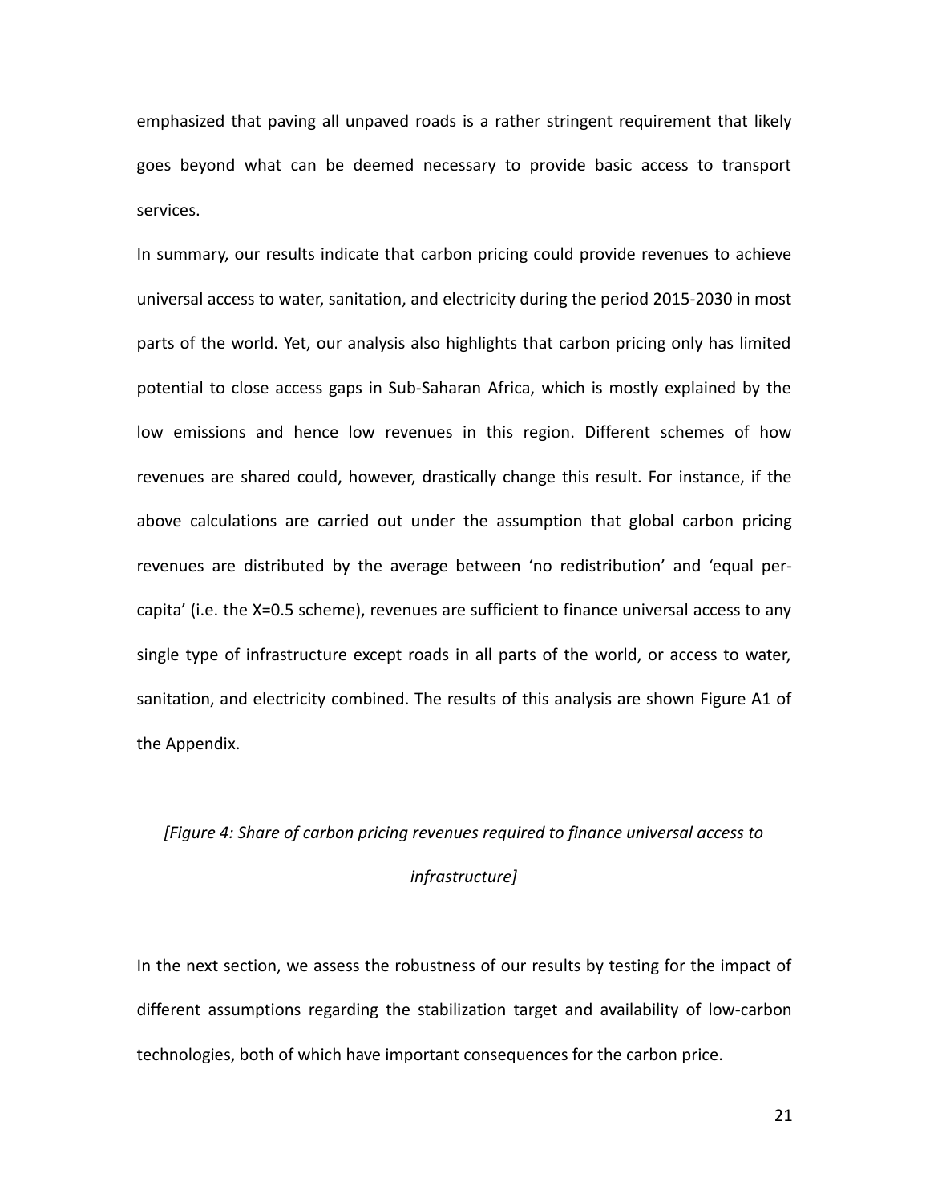emphasized that paving all unpaved roads is a rather stringent requirement that likely goes beyond what can be deemed necessary to provide basic access to transport services.

In summary, our results indicate that carbon pricing could provide revenues to achieve universal access to water, sanitation, and electricity during the period 2015-2030 in most parts of the world. Yet, our analysis also highlights that carbon pricing only has limited potential to close access gaps in Sub-Saharan Africa, which is mostly explained by the low emissions and hence low revenues in this region. Different schemes of how revenues are shared could, however, drastically change this result. For instance, if the above calculations are carried out under the assumption that global carbon pricing revenues are distributed by the average between 'no redistribution' and 'equal per-capita' (i.e. the X=0.5 scheme), revenues are sufficient to finance universal access to any single type of infrastructure except roads in all parts of the world, or access to water, sanitation, and electricity combined. The results of this analysis are shown Figure A1 of the Appendix.

*[Figure 4: Share of carbon pricing revenues required to finance universal access to infrastructure]*

In the next section, we assess the robustness of our results by testing for the impact of different assumptions regarding the stabilization target and availability of low-carbon technologies, both of which have important consequences for the carbon price.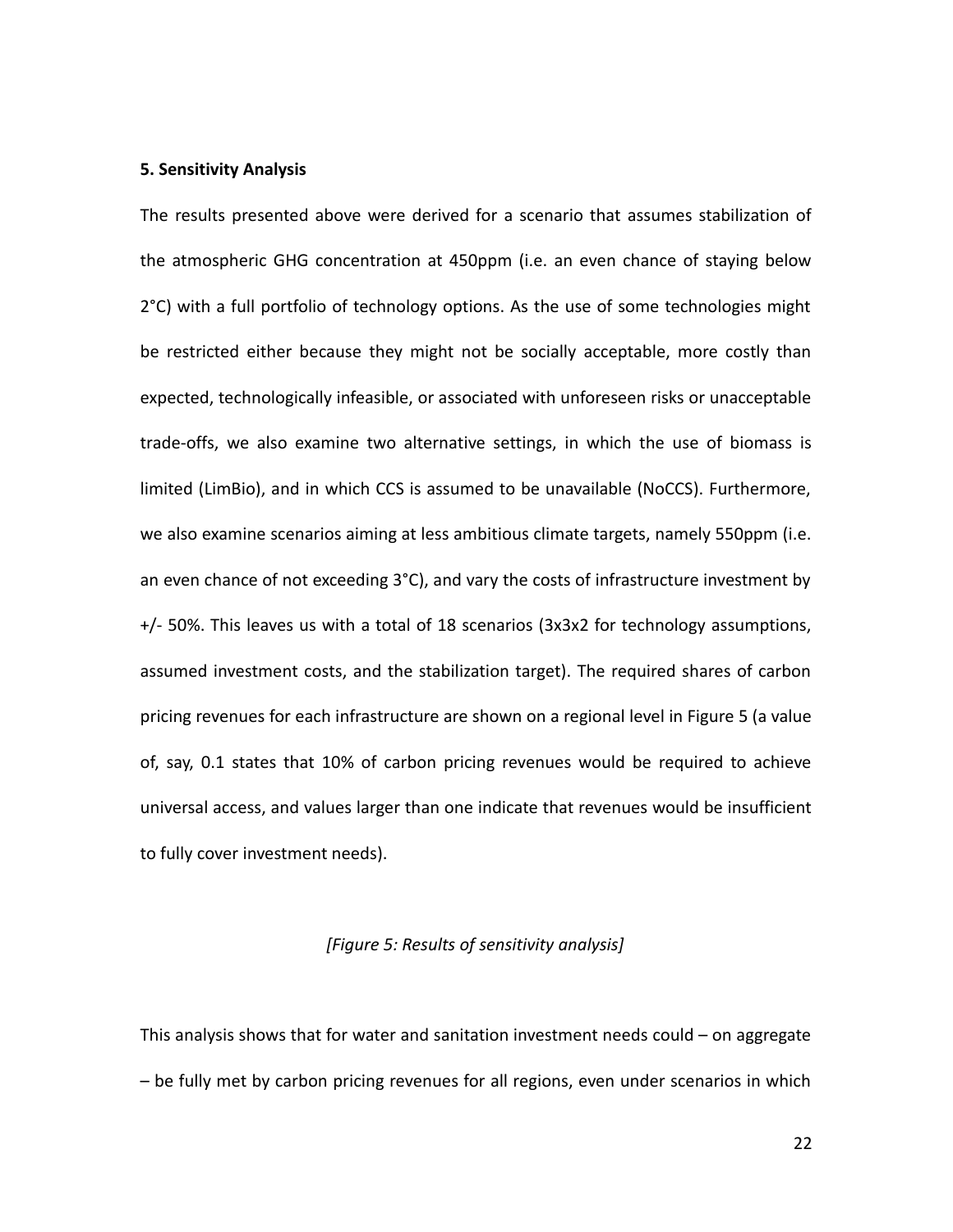**5. Sensitivity Analysis**

The results presented above were derived for a scenario that assumes stabilization of the atmospheric GHG concentration at 450ppm (i.e. an even chance of staying below 2°C) with a full portfolio of technology options. As the use of some technologies might be restricted either because they might not be socially acceptable, more costly than expected, technologically infeasible, or associated with unforeseen risks or unacceptable trade-offs, we also examine two alternative settings, in which the use of biomass is limited (LimBio), and in which CCS is assumed to be unavailable (NoCCS). Furthermore, we also examine scenarios aiming at less ambitious climate targets, namely 550ppm (i.e. an even chance of not exceeding 3°C), and vary the costs of infrastructure investment by +/- 50%. This leaves us with a total of 18 scenarios (3x3x2 for technology assumptions, assumed investment costs, and the stabilization target). The required shares of carbon pricing revenues for each infrastructure are shown on a regional level in Figure 5 (a value of, say, 0.1 states that 10% of carbon pricing revenues would be required to achieve universal access, and values larger than one indicate that revenues would be insufficient to fully cover investment needs).

*[Figure 5: Results of sensitivity analysis]*

This analysis shows that for water and sanitation investment needs could – on aggregate – be fully met by carbon pricing revenues for all regions, even under scenarios in which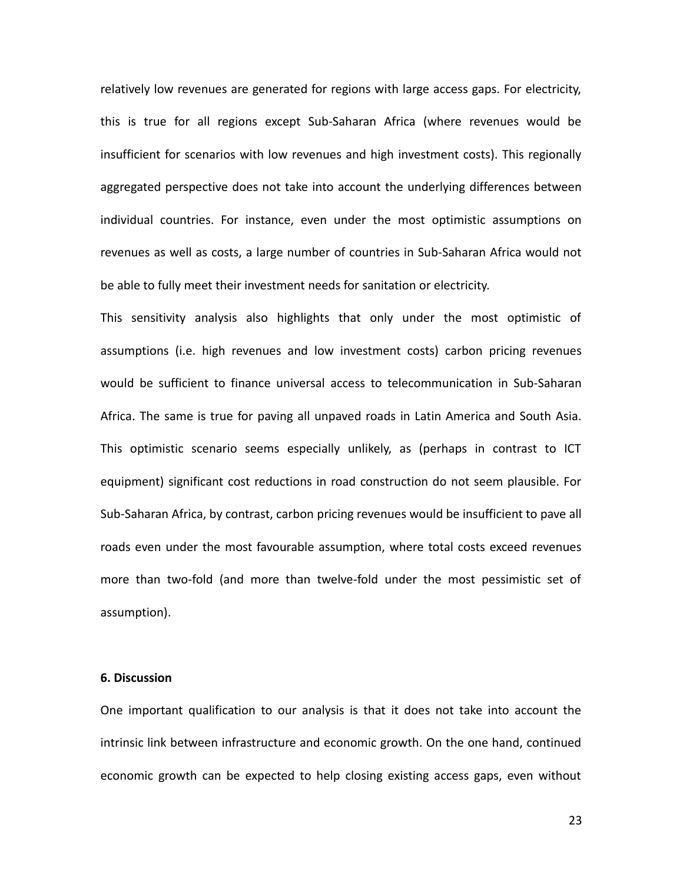relatively low revenues are generated for regions with large access gaps. For electricity, this is true for all regions except Sub-Saharan Africa (where revenues would be insufficient for scenarios with low revenues and high investment costs). This regionally aggregated perspective does not take into account the underlying differences between individual countries. For instance, even under the most optimistic assumptions on revenues as well as costs, a large number of countries in Sub-Saharan Africa would not be able to fully meet their investment needs for sanitation or electricity.

This sensitivity analysis also highlights that only under the most optimistic of assumptions (i.e. high revenues and low investment costs) carbon pricing revenues would be sufficient to finance universal access to telecommunication in Sub-Saharan Africa. The same is true for paving all unpaved roads in Latin America and South Asia. This optimistic scenario seems especially unlikely, as (perhaps in contrast to ICT equipment) significant cost reductions in road construction do not seem plausible. For Sub-Saharan Africa, by contrast, carbon pricing revenues would be insufficient to pave all roads even under the most favourable assumption, where total costs exceed revenues more than two-fold (and more than twelve-fold under the most pessimistic set of assumption).

## 6. Discussion

One important qualification to our analysis is that it does not take into account the intrinsic link between infrastructure and economic growth. On the one hand, continued economic growth can be expected to help closing existing access gaps, even without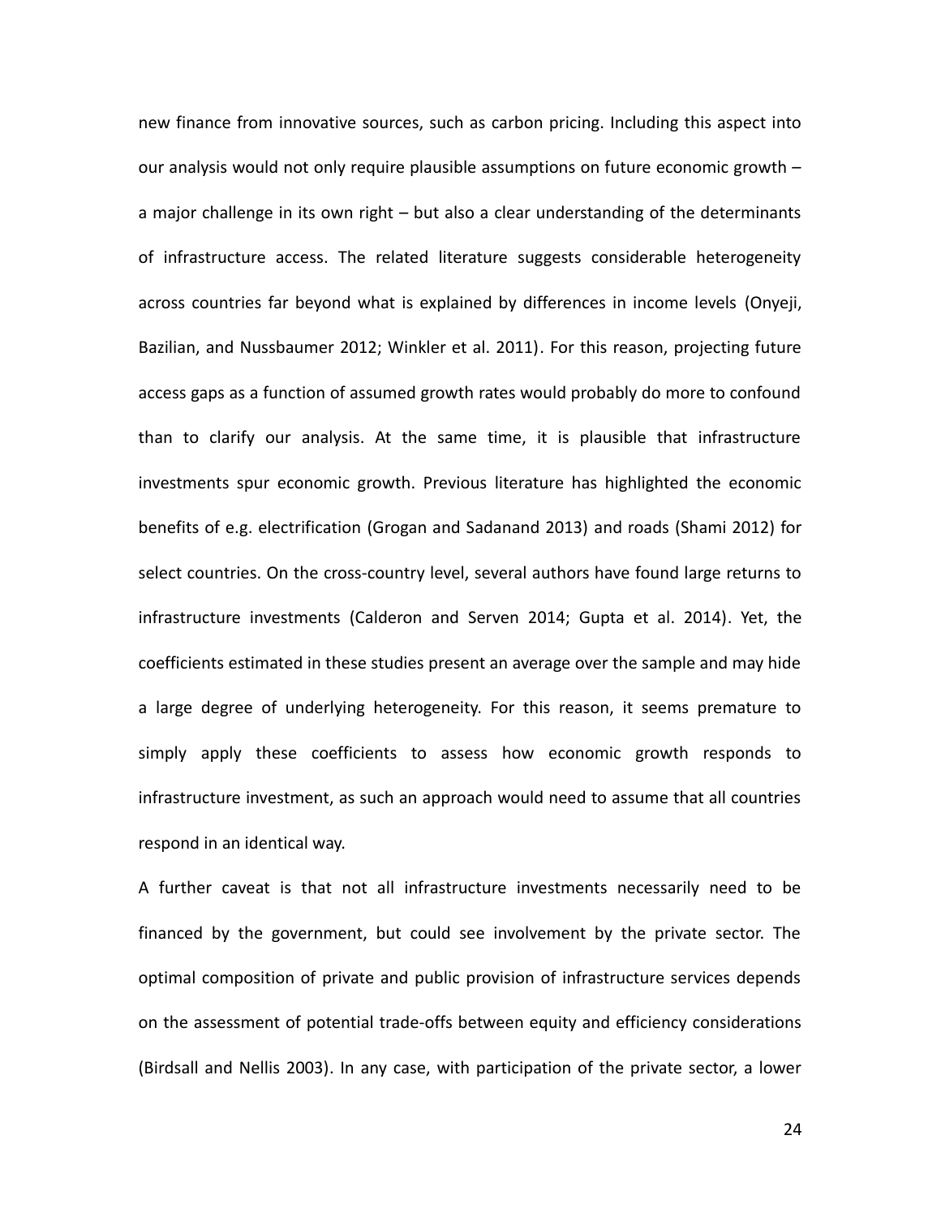new finance from innovative sources, such as carbon pricing. Including this aspect into our analysis would not only require plausible assumptions on future economic growth – a major challenge in its own right – but also a clear understanding of the determinants of infrastructure access. The related literature suggests considerable heterogeneity across countries far beyond what is explained by differences in income levels (Onyeji, Bazilian, and Nussbaumer 2012; Winkler et al. 2011). For this reason, projecting future access gaps as a function of assumed growth rates would probably do more to confound than to clarify our analysis. At the same time, it is plausible that infrastructure investments spur economic growth. Previous literature has highlighted the economic benefits of e.g. electrification (Grogan and Sadanand 2013) and roads (Shami 2012) for select countries. On the cross-country level, several authors have found large returns to infrastructure investments (Calderon and Serven 2014; Gupta et al. 2014). Yet, the coefficients estimated in these studies present an average over the sample and may hide a large degree of underlying heterogeneity. For this reason, it seems premature to simply apply these coefficients to assess how economic growth responds to infrastructure investment, as such an approach would need to assume that all countries respond in an identical way.

A further caveat is that not all infrastructure investments necessarily need to be financed by the government, but could see involvement by the private sector. The optimal composition of private and public provision of infrastructure services depends on the assessment of potential trade-offs between equity and efficiency considerations (Birdsall and Nellis 2003). In any case, with participation of the private sector, a lower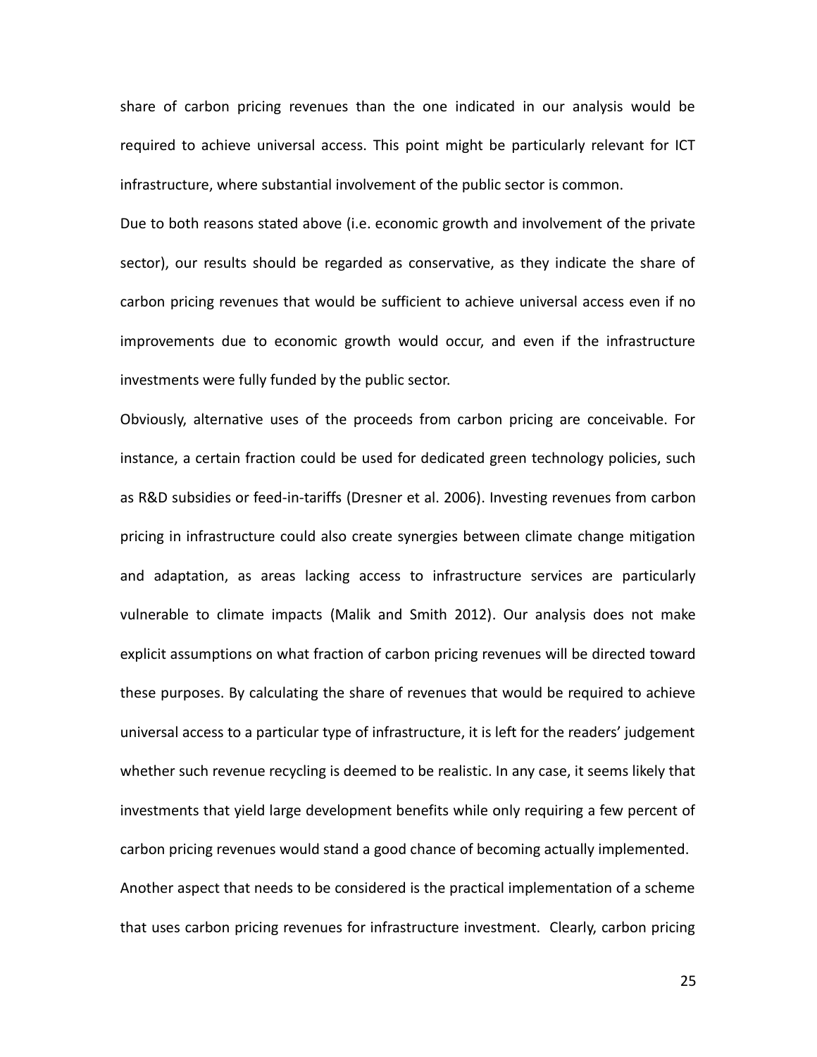share of carbon pricing revenues than the one indicated in our analysis would be required to achieve universal access. This point might be particularly relevant for ICT infrastructure, where substantial involvement of the public sector is common.

Due to both reasons stated above (i.e. economic growth and involvement of the private sector), our results should be regarded as conservative, as they indicate the share of carbon pricing revenues that would be sufficient to achieve universal access even if no improvements due to economic growth would occur, and even if the infrastructure investments were fully funded by the public sector.

Obviously, alternative uses of the proceeds from carbon pricing are conceivable. For instance, a certain fraction could be used for dedicated green technology policies, such as R&D subsidies or feed-in-tariffs (Dresner et al. 2006). Investing revenues from carbon pricing in infrastructure could also create synergies between climate change mitigation and adaptation, as areas lacking access to infrastructure services are particularly vulnerable to climate impacts (Malik and Smith 2012). Our analysis does not make explicit assumptions on what fraction of carbon pricing revenues will be directed toward these purposes. By calculating the share of revenues that would be required to achieve universal access to a particular type of infrastructure, it is left for the readers' judgement whether such revenue recycling is deemed to be realistic. In any case, it seems likely that investments that yield large development benefits while only requiring a few percent of carbon pricing revenues would stand a good chance of becoming actually implemented.

Another aspect that needs to be considered is the practical implementation of a scheme that uses carbon pricing revenues for infrastructure investment. Clearly, carbon pricing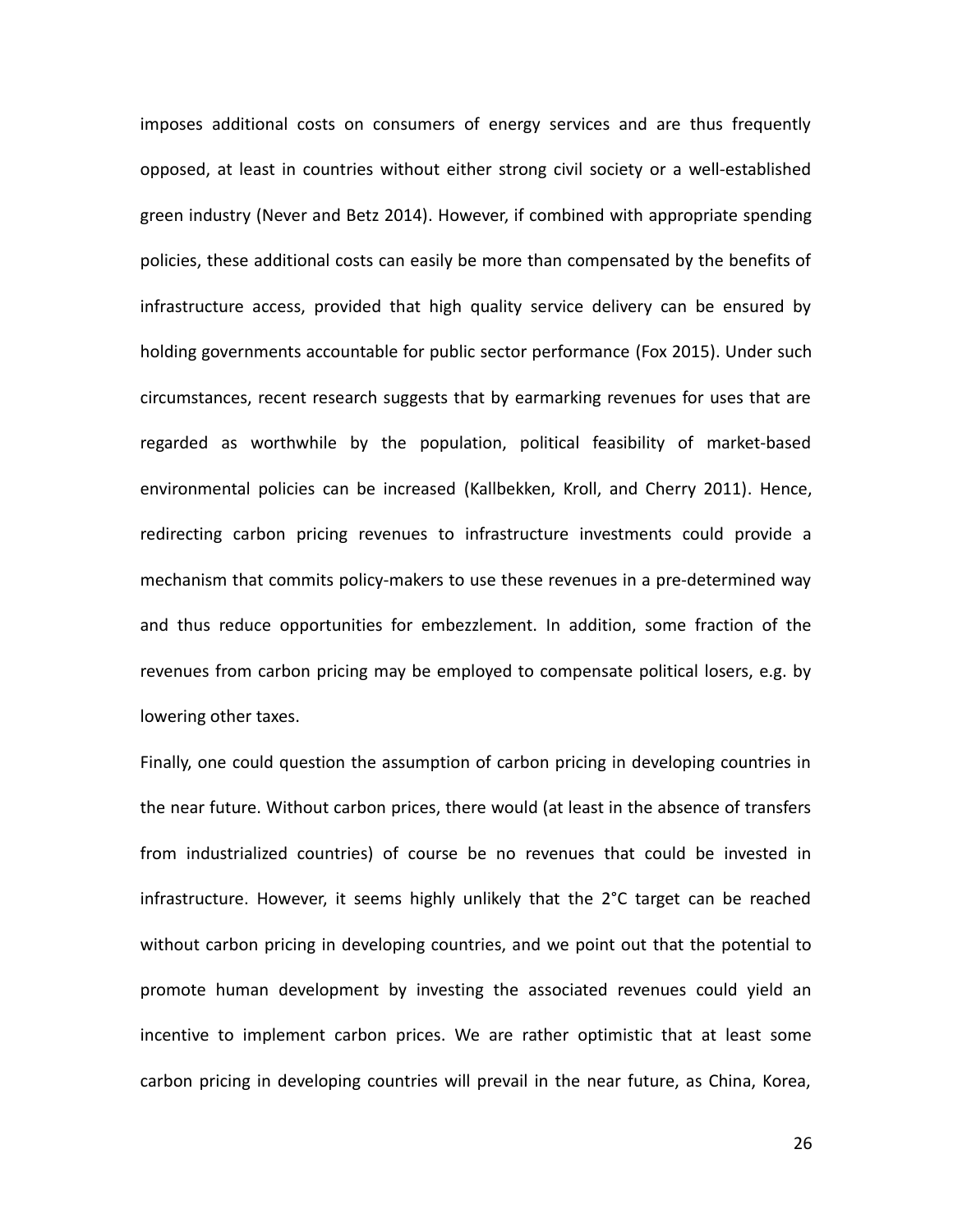imposes additional costs on consumers of energy services and are thus frequently opposed, at least in countries without either strong civil society or a well-established green industry (Never and Betz 2014). However, if combined with appropriate spending policies, these additional costs can easily be more than compensated by the benefits of infrastructure access, provided that high quality service delivery can be ensured by holding governments accountable for public sector performance (Fox 2015). Under such circumstances, recent research suggests that by earmarking revenues for uses that are regarded as worthwhile by the population, political feasibility of market-based environmental policies can be increased (Kallbekken, Kroll, and Cherry 2011). Hence, redirecting carbon pricing revenues to infrastructure investments could provide a mechanism that commits policy-makers to use these revenues in a pre-determined way and thus reduce opportunities for embezzlement. In addition, some fraction of the revenues from carbon pricing may be employed to compensate political losers, e.g. by lowering other taxes.

Finally, one could question the assumption of carbon pricing in developing countries in the near future. Without carbon prices, there would (at least in the absence of transfers from industrialized countries) of course be no revenues that could be invested in infrastructure. However, it seems highly unlikely that the 2°C target can be reached without carbon pricing in developing countries, and we point out that the potential to promote human development by investing the associated revenues could yield an incentive to implement carbon prices. We are rather optimistic that at least some carbon pricing in developing countries will prevail in the near future, as China, Korea,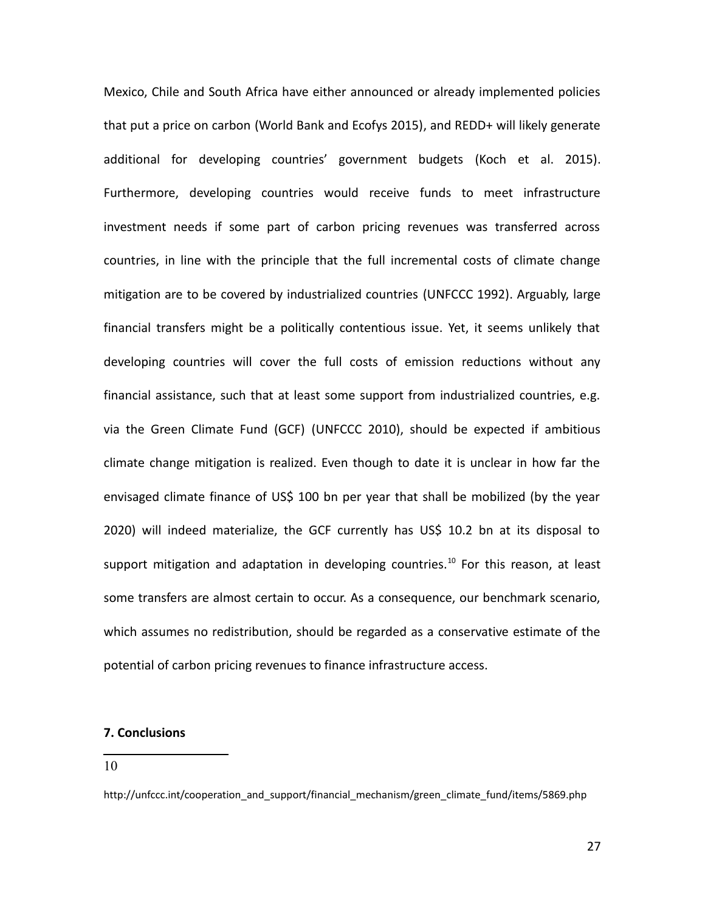Mexico, Chile and South Africa have either announced or already implemented policies that put a price on carbon (World Bank and Ecofys 2015), and REDD+ will likely generate additional for developing countries' government budgets (Koch et al. 2015). Furthermore, developing countries would receive funds to meet infrastructure investment needs if some part of carbon pricing revenues was transferred across countries, in line with the principle that the full incremental costs of climate change mitigation are to be covered by industrialized countries (UNFCCC 1992). Arguably, large financial transfers might be a politically contentious issue. Yet, it seems unlikely that developing countries will cover the full costs of emission reductions without any financial assistance, such that at least some support from industrialized countries, e.g. via the Green Climate Fund (GCF) (UNFCCC 2010), should be expected if ambitious climate change mitigation is realized. Even though to date it is unclear in how far the envisaged climate finance of US$ 100 bn per year that shall be mobilized (by the year 2020) will indeed materialize, the GCF currently has US$ 10.2 bn at its disposal to support mitigation and adaptation in developing countries.[10] For this reason, at least some transfers are almost certain to occur. As a consequence, our benchmark scenario, which assumes no redistribution, should be regarded as a conservative estimate of the potential of carbon pricing revenues to finance infrastructure access.

## 7. Conclusions

[10] http://unfccc.int/cooperation_and_support/financial_mechanism/green_climate_fund/items/5869.php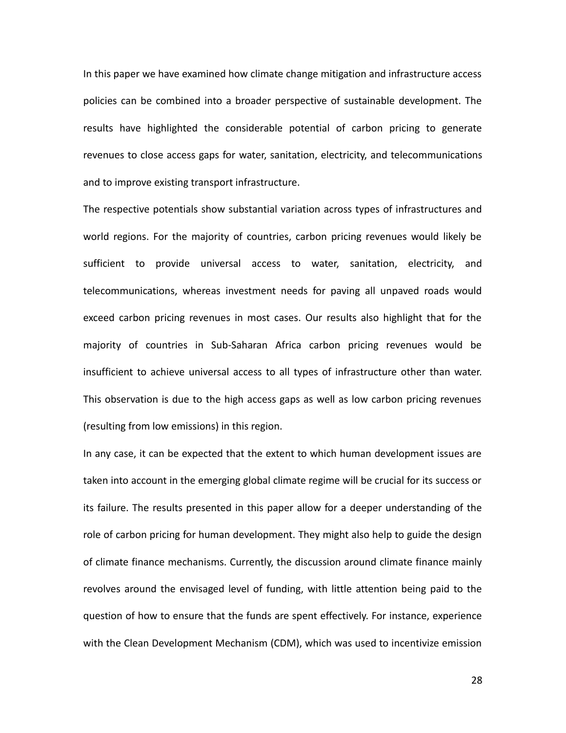In this paper we have examined how climate change mitigation and infrastructure access policies can be combined into a broader perspective of sustainable development. The results have highlighted the considerable potential of carbon pricing to generate revenues to close access gaps for water, sanitation, electricity, and telecommunications and to improve existing transport infrastructure.

The respective potentials show substantial variation across types of infrastructures and world regions. For the majority of countries, carbon pricing revenues would likely be sufficient to provide universal access to water, sanitation, electricity, and telecommunications, whereas investment needs for paving all unpaved roads would exceed carbon pricing revenues in most cases. Our results also highlight that for the majority of countries in Sub-Saharan Africa carbon pricing revenues would be insufficient to achieve universal access to all types of infrastructure other than water. This observation is due to the high access gaps as well as low carbon pricing revenues (resulting from low emissions) in this region.

In any case, it can be expected that the extent to which human development issues are taken into account in the emerging global climate regime will be crucial for its success or its failure. The results presented in this paper allow for a deeper understanding of the role of carbon pricing for human development. They might also help to guide the design of climate finance mechanisms. Currently, the discussion around climate finance mainly revolves around the envisaged level of funding, with little attention being paid to the question of how to ensure that the funds are spent effectively. For instance, experience with the Clean Development Mechanism (CDM), which was used to incentivize emission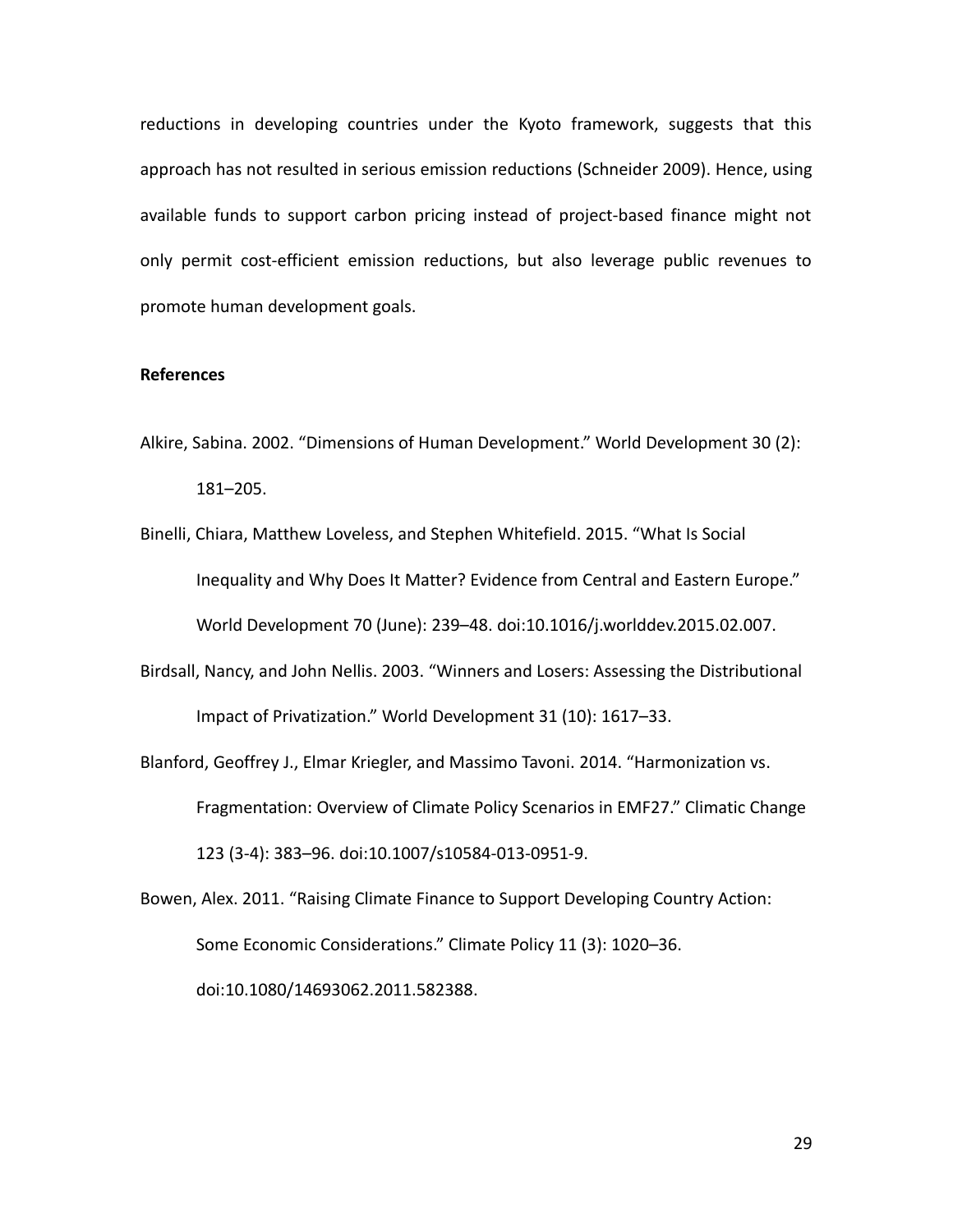reductions in developing countries under the Kyoto framework, suggests that this approach has not resulted in serious emission reductions (Schneider 2009). Hence, using available funds to support carbon pricing instead of project-based finance might not only permit cost-efficient emission reductions, but also leverage public revenues to promote human development goals.

**References**

Alkire, Sabina. 2002. "Dimensions of Human Development." World Development 30 (2): 181–205.

Binelli, Chiara, Matthew Loveless, and Stephen Whitefield. 2015. "What Is Social Inequality and Why Does It Matter? Evidence from Central and Eastern Europe." World Development 70 (June): 239–48. doi:10.1016/j.worlddev.2015.02.007.

Birdsall, Nancy, and John Nellis. 2003. "Winners and Losers: Assessing the Distributional Impact of Privatization." World Development 31 (10): 1617–33.

Blanford, Geoffrey J., Elmar Kriegler, and Massimo Tavoni. 2014. "Harmonization vs. Fragmentation: Overview of Climate Policy Scenarios in EMF27." Climatic Change 123 (3-4): 383–96. doi:10.1007/s10584-013-0951-9.

Bowen, Alex. 2011. "Raising Climate Finance to Support Developing Country Action: Some Economic Considerations." Climate Policy 11 (3): 1020–36. doi:10.1080/14693062.2011.582388.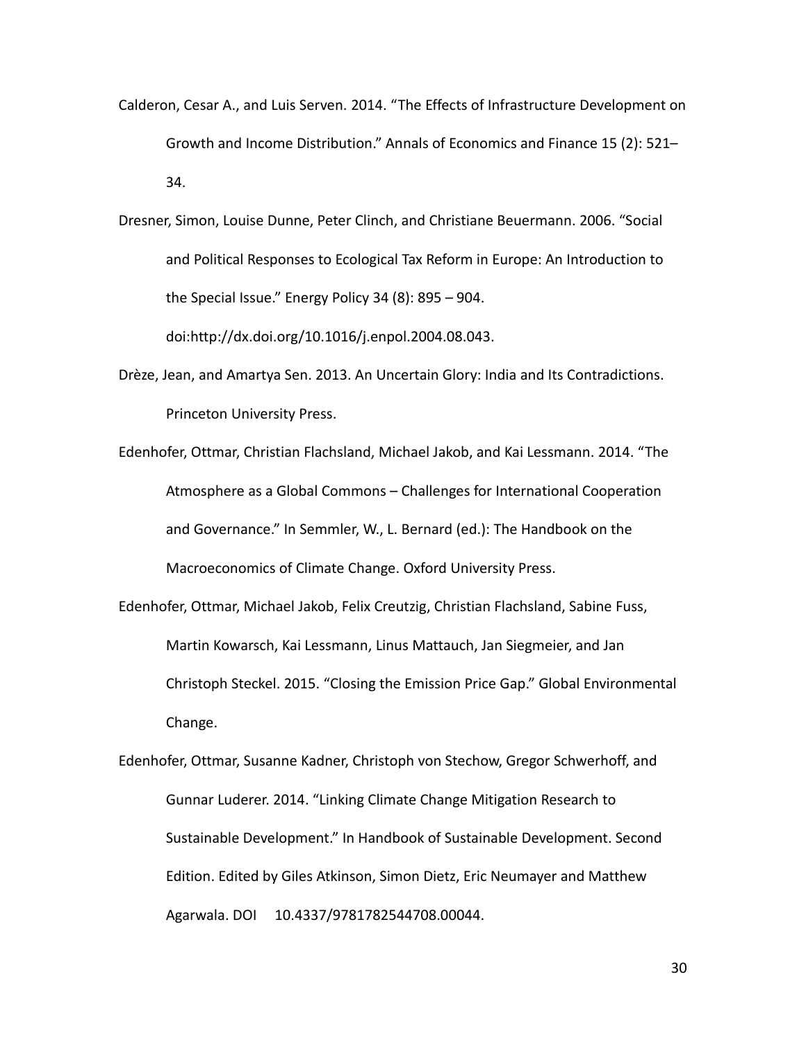Calderon, Cesar A., and Luis Serven. 2014. "The Effects of Infrastructure Development on Growth and Income Distribution." Annals of Economics and Finance 15 (2): 521–34.

Dresner, Simon, Louise Dunne, Peter Clinch, and Christiane Beuermann. 2006. "Social and Political Responses to Ecological Tax Reform in Europe: An Introduction to the Special Issue." Energy Policy 34 (8): 895 – 904. doi:http://dx.doi.org/10.1016/j.enpol.2004.08.043.

Drèze, Jean, and Amartya Sen. 2013. An Uncertain Glory: India and Its Contradictions. Princeton University Press.

Edenhofer, Ottmar, Christian Flachsland, Michael Jakob, and Kai Lessmann. 2014. "The Atmosphere as a Global Commons – Challenges for International Cooperation and Governance." In Semmler, W., L. Bernard (ed.): The Handbook on the Macroeconomics of Climate Change. Oxford University Press.

Edenhofer, Ottmar, Michael Jakob, Felix Creutzig, Christian Flachsland, Sabine Fuss, Martin Kowarsch, Kai Lessmann, Linus Mattauch, Jan Siegmeier, and Jan Christoph Steckel. 2015. "Closing the Emission Price Gap." Global Environmental Change.

Edenhofer, Ottmar, Susanne Kadner, Christoph von Stechow, Gregor Schwerhoff, and Gunnar Luderer. 2014. "Linking Climate Change Mitigation Research to Sustainable Development." In Handbook of Sustainable Development. Second Edition. Edited by Giles Atkinson, Simon Dietz, Eric Neumayer and Matthew Agarwala. DOI 10.4337/9781782544708.00044.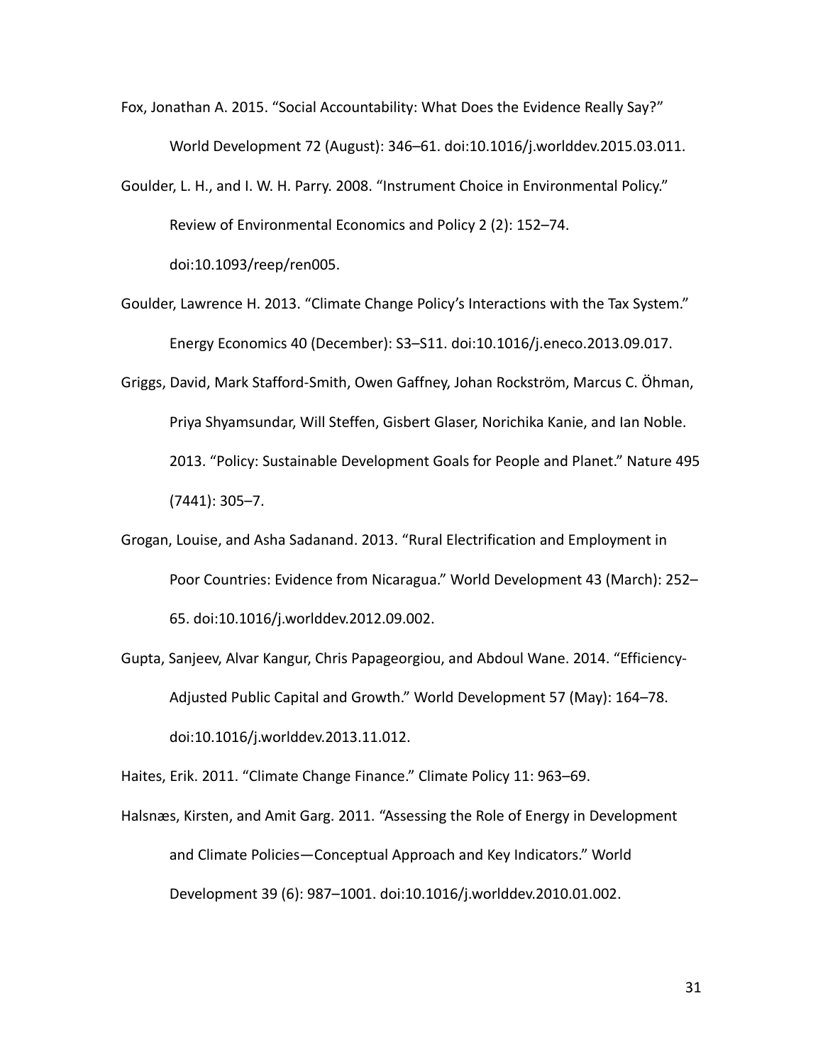Fox, Jonathan A. 2015. "Social Accountability: What Does the Evidence Really Say?" World Development 72 (August): 346–61. doi:10.1016/j.worlddev.2015.03.011.

Goulder, L. H., and I. W. H. Parry. 2008. "Instrument Choice in Environmental Policy." Review of Environmental Economics and Policy 2 (2): 152–74. doi:10.1093/reep/ren005.

Goulder, Lawrence H. 2013. "Climate Change Policy's Interactions with the Tax System." Energy Economics 40 (December): S3–S11. doi:10.1016/j.eneco.2013.09.017.

Griggs, David, Mark Stafford-Smith, Owen Gaffney, Johan Rockström, Marcus C. Öhman, Priya Shyamsundar, Will Steffen, Gisbert Glaser, Norichika Kanie, and Ian Noble. 2013. "Policy: Sustainable Development Goals for People and Planet." Nature 495 (7441): 305–7.

Grogan, Louise, and Asha Sadanand. 2013. "Rural Electrification and Employment in Poor Countries: Evidence from Nicaragua." World Development 43 (March): 252–65. doi:10.1016/j.worlddev.2012.09.002.

Gupta, Sanjeev, Alvar Kangur, Chris Papageorgiou, and Abdoul Wane. 2014. "Efficiency-Adjusted Public Capital and Growth." World Development 57 (May): 164–78. doi:10.1016/j.worlddev.2013.11.012.

Haites, Erik. 2011. "Climate Change Finance." Climate Policy 11: 963–69.

Halsnæs, Kirsten, and Amit Garg. 2011. "Assessing the Role of Energy in Development and Climate Policies—Conceptual Approach and Key Indicators." World Development 39 (6): 987–1001. doi:10.1016/j.worlddev.2010.01.002.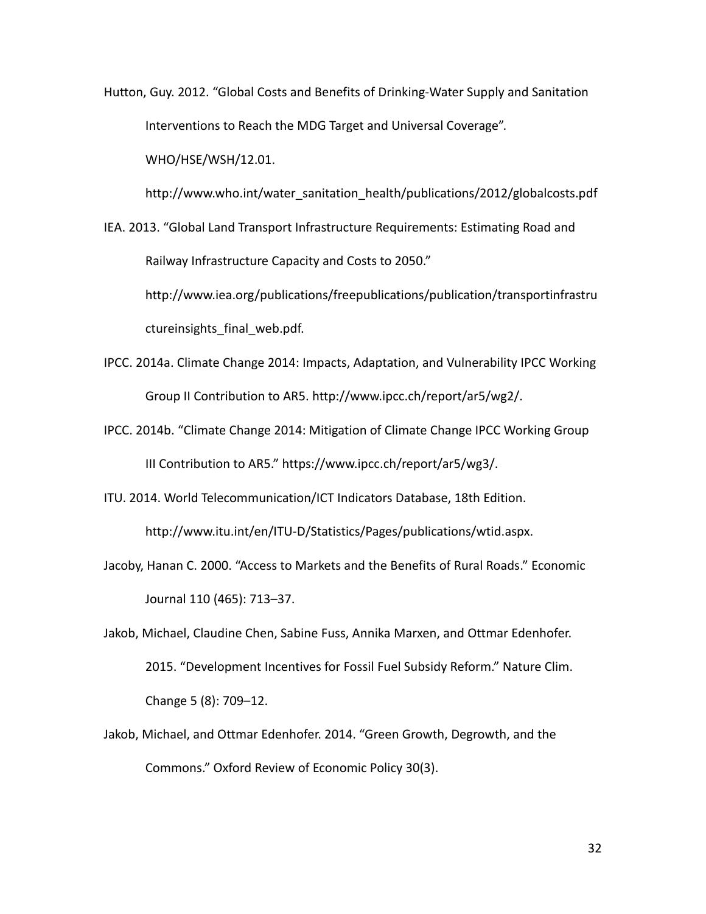Hutton, Guy. 2012. "Global Costs and Benefits of Drinking-Water Supply and Sanitation Interventions to Reach the MDG Target and Universal Coverage". WHO/HSE/WSH/12.01. http://www.who.int/water_sanitation_health/publications/2012/globalcosts.pdf

IEA. 2013. "Global Land Transport Infrastructure Requirements: Estimating Road and Railway Infrastructure Capacity and Costs to 2050." http://www.iea.org/publications/freepublications/publication/transportinfrastructureinsights_final_web.pdf.

IPCC. 2014a. Climate Change 2014: Impacts, Adaptation, and Vulnerability IPCC Working Group II Contribution to AR5. http://www.ipcc.ch/report/ar5/wg2/.

IPCC. 2014b. "Climate Change 2014: Mitigation of Climate Change IPCC Working Group III Contribution to AR5." https://www.ipcc.ch/report/ar5/wg3/.

ITU. 2014. World Telecommunication/ICT Indicators Database, 18th Edition. http://www.itu.int/en/ITU-D/Statistics/Pages/publications/wtid.aspx.

Jacoby, Hanan C. 2000. "Access to Markets and the Benefits of Rural Roads." Economic Journal 110 (465): 713–37.

Jakob, Michael, Claudine Chen, Sabine Fuss, Annika Marxen, and Ottmar Edenhofer. 2015. "Development Incentives for Fossil Fuel Subsidy Reform." Nature Clim. Change 5 (8): 709–12.

Jakob, Michael, and Ottmar Edenhofer. 2014. "Green Growth, Degrowth, and the Commons." Oxford Review of Economic Policy 30(3).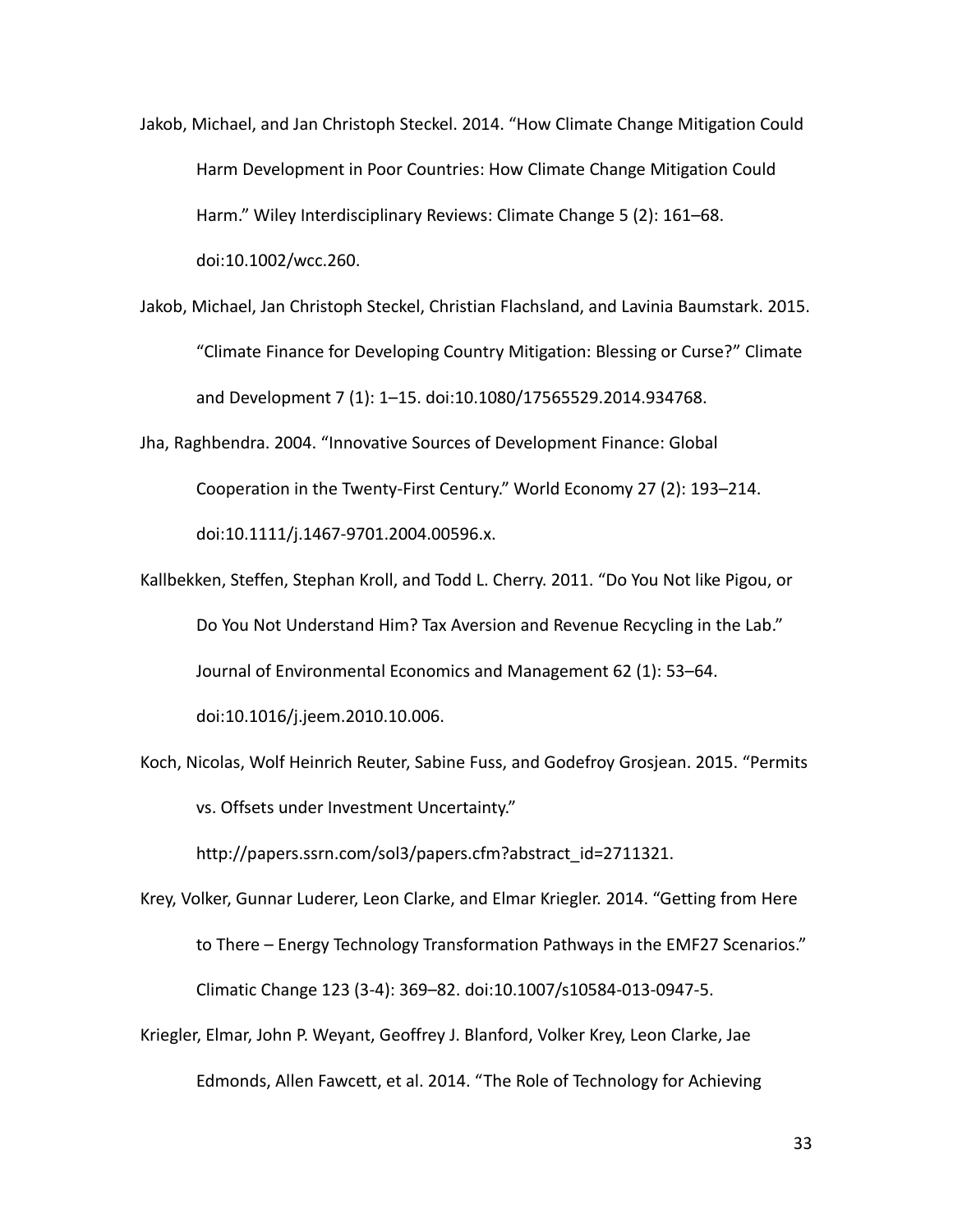Jakob, Michael, and Jan Christoph Steckel. 2014. "How Climate Change Mitigation Could Harm Development in Poor Countries: How Climate Change Mitigation Could Harm." Wiley Interdisciplinary Reviews: Climate Change 5 (2): 161–68. doi:10.1002/wcc.260.

Jakob, Michael, Jan Christoph Steckel, Christian Flachsland, and Lavinia Baumstark. 2015. "Climate Finance for Developing Country Mitigation: Blessing or Curse?" Climate and Development 7 (1): 1–15. doi:10.1080/17565529.2014.934768.

Jha, Raghbendra. 2004. "Innovative Sources of Development Finance: Global Cooperation in the Twenty-First Century." World Economy 27 (2): 193–214. doi:10.1111/j.1467-9701.2004.00596.x.

Kallbekken, Steffen, Stephan Kroll, and Todd L. Cherry. 2011. "Do You Not like Pigou, or Do You Not Understand Him? Tax Aversion and Revenue Recycling in the Lab." Journal of Environmental Economics and Management 62 (1): 53–64. doi:10.1016/j.jeem.2010.10.006.

Koch, Nicolas, Wolf Heinrich Reuter, Sabine Fuss, and Godefroy Grosjean. 2015. "Permits vs. Offsets under Investment Uncertainty." http://papers.ssrn.com/sol3/papers.cfm?abstract_id=2711321.

Krey, Volker, Gunnar Luderer, Leon Clarke, and Elmar Kriegler. 2014. "Getting from Here to There – Energy Technology Transformation Pathways in the EMF27 Scenarios." Climatic Change 123 (3-4): 369–82. doi:10.1007/s10584-013-0947-5.

Kriegler, Elmar, John P. Weyant, Geoffrey J. Blanford, Volker Krey, Leon Clarke, Jae Edmonds, Allen Fawcett, et al. 2014. "The Role of Technology for Achieving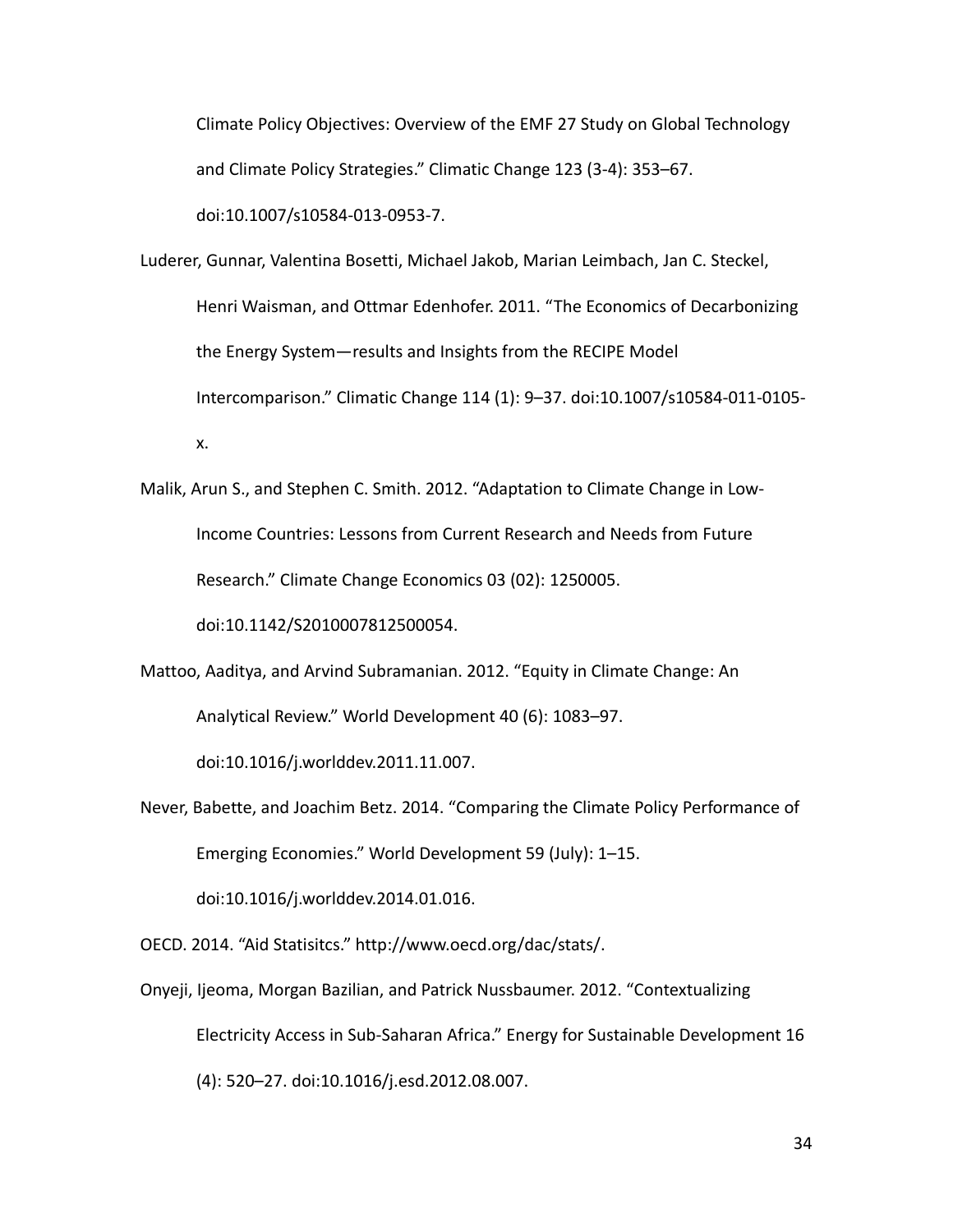Climate Policy Objectives: Overview of the EMF 27 Study on Global Technology and Climate Policy Strategies." Climatic Change 123 (3-4): 353–67. doi:10.1007/s10584-013-0953-7.

Luderer, Gunnar, Valentina Bosetti, Michael Jakob, Marian Leimbach, Jan C. Steckel, Henri Waisman, and Ottmar Edenhofer. 2011. "The Economics of Decarbonizing the Energy System—results and Insights from the RECIPE Model Intercomparison." Climatic Change 114 (1): 9–37. doi:10.1007/s10584-011-0105-x.

Malik, Arun S., and Stephen C. Smith. 2012. "Adaptation to Climate Change in Low-Income Countries: Lessons from Current Research and Needs from Future Research." Climate Change Economics 03 (02): 1250005. doi:10.1142/S2010007812500054.

Mattoo, Aaditya, and Arvind Subramanian. 2012. "Equity in Climate Change: An Analytical Review." World Development 40 (6): 1083–97. doi:10.1016/j.worlddev.2011.11.007.

Never, Babette, and Joachim Betz. 2014. "Comparing the Climate Policy Performance of Emerging Economies." World Development 59 (July): 1–15. doi:10.1016/j.worlddev.2014.01.016.

OECD. 2014. "Aid Statisitcs." http://www.oecd.org/dac/stats/.

Onyeji, Ijeoma, Morgan Bazilian, and Patrick Nussbaumer. 2012. "Contextualizing Electricity Access in Sub-Saharan Africa." Energy for Sustainable Development 16 (4): 520–27. doi:10.1016/j.esd.2012.08.007.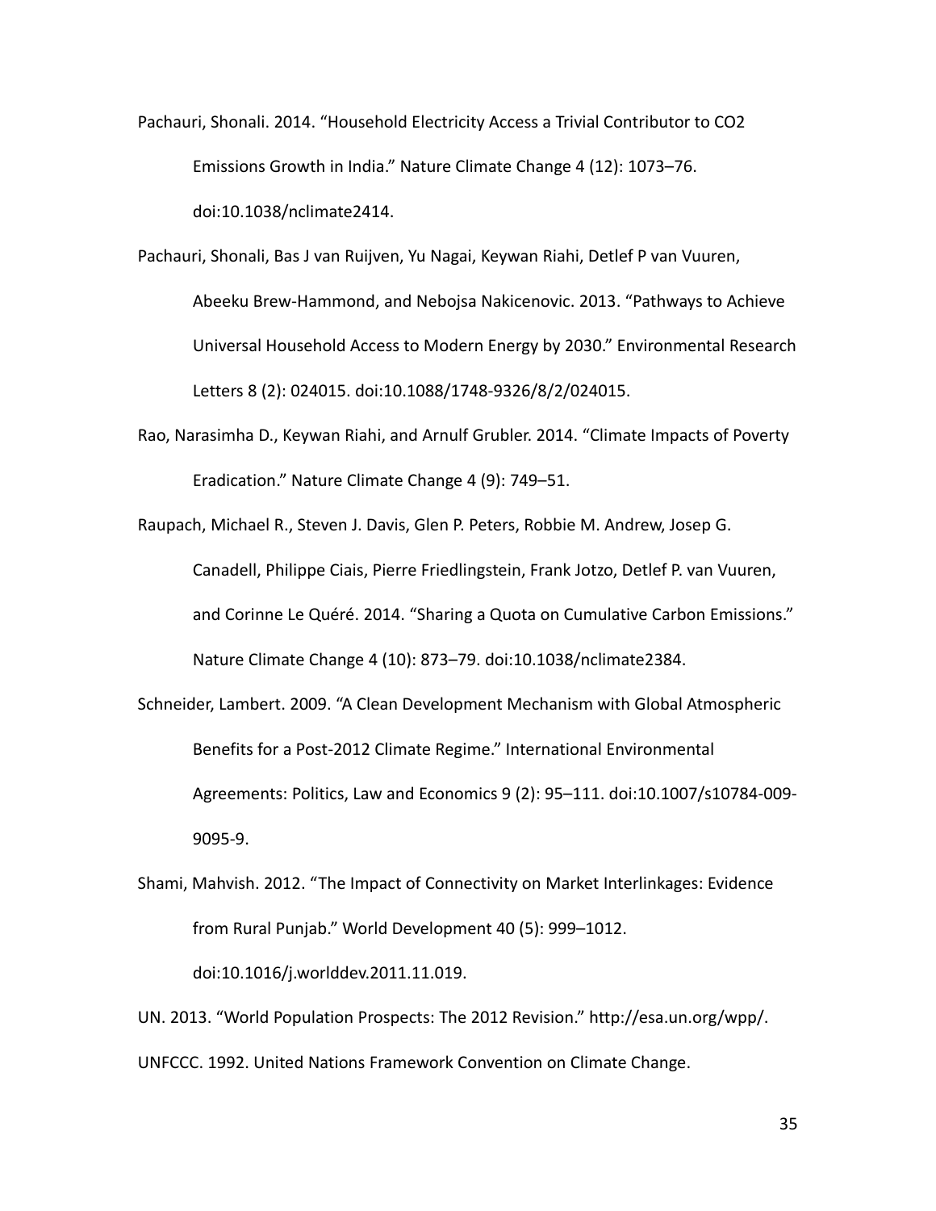Pachauri, Shonali. 2014. "Household Electricity Access a Trivial Contributor to CO2 Emissions Growth in India." Nature Climate Change 4 (12): 1073–76. doi:10.1038/nclimate2414.

Pachauri, Shonali, Bas J van Ruijven, Yu Nagai, Keywan Riahi, Detlef P van Vuuren, Abeeku Brew-Hammond, and Nebojsa Nakicenovic. 2013. "Pathways to Achieve Universal Household Access to Modern Energy by 2030." Environmental Research Letters 8 (2): 024015. doi:10.1088/1748-9326/8/2/024015.

Rao, Narasimha D., Keywan Riahi, and Arnulf Grubler. 2014. "Climate Impacts of Poverty Eradication." Nature Climate Change 4 (9): 749–51.

Raupach, Michael R., Steven J. Davis, Glen P. Peters, Robbie M. Andrew, Josep G. Canadell, Philippe Ciais, Pierre Friedlingstein, Frank Jotzo, Detlef P. van Vuuren, and Corinne Le Quéré. 2014. "Sharing a Quota on Cumulative Carbon Emissions." Nature Climate Change 4 (10): 873–79. doi:10.1038/nclimate2384.

Schneider, Lambert. 2009. "A Clean Development Mechanism with Global Atmospheric Benefits for a Post-2012 Climate Regime." International Environmental Agreements: Politics, Law and Economics 9 (2): 95–111. doi:10.1007/s10784-009-9095-9.

Shami, Mahvish. 2012. "The Impact of Connectivity on Market Interlinkages: Evidence from Rural Punjab." World Development 40 (5): 999–1012. doi:10.1016/j.worlddev.2011.11.019.

UN. 2013. "World Population Prospects: The 2012 Revision." http://esa.un.org/wpp/.

UNFCCC. 1992. United Nations Framework Convention on Climate Change.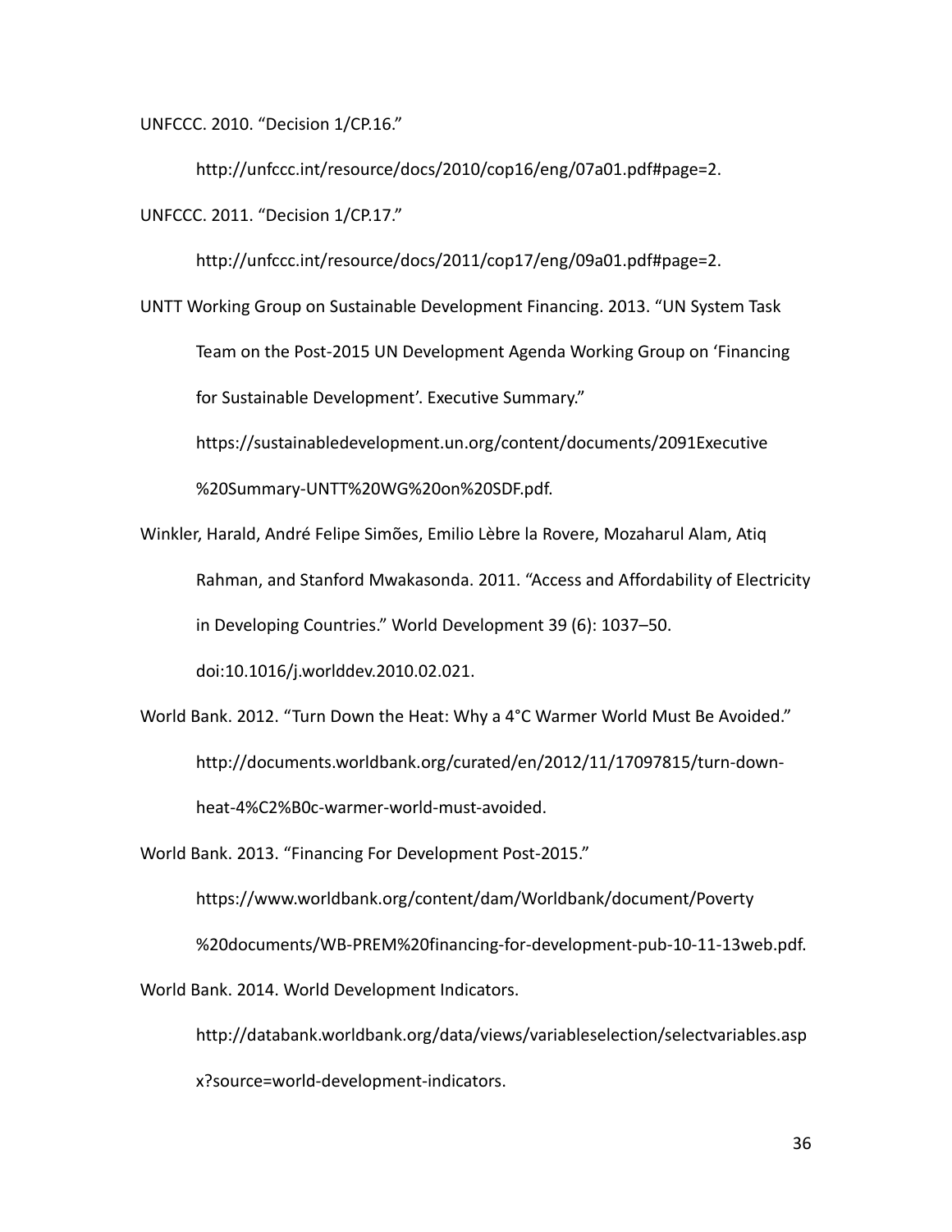UNFCCC. 2010. "Decision 1/CP.16." http://unfccc.int/resource/docs/2010/cop16/eng/07a01.pdf#page=2.

UNFCCC. 2011. "Decision 1/CP.17." http://unfccc.int/resource/docs/2011/cop17/eng/09a01.pdf#page=2.

UNTT Working Group on Sustainable Development Financing. 2013. "UN System Task Team on the Post-2015 UN Development Agenda Working Group on 'Financing for Sustainable Development'. Executive Summary." https://sustainabledevelopment.un.org/content/documents/2091Executive%20Summary-UNTT%20WG%20on%20SDF.pdf.

Winkler, Harald, André Felipe Simões, Emilio Lèbre la Rovere, Mozaharul Alam, Atiq Rahman, and Stanford Mwakasonda. 2011. "Access and Affordability of Electricity in Developing Countries." World Development 39 (6): 1037–50. doi:10.1016/j.worlddev.2010.02.021.

World Bank. 2012. "Turn Down the Heat: Why a 4°C Warmer World Must Be Avoided." http://documents.worldbank.org/curated/en/2012/11/17097815/turn-down-heat-4%C2%B0c-warmer-world-must-avoided.

World Bank. 2013. "Financing For Development Post-2015." https://www.worldbank.org/content/dam/Worldbank/document/Poverty%20documents/WB-PREM%20financing-for-development-pub-10-11-13web.pdf.

World Bank. 2014. World Development Indicators. http://databank.worldbank.org/data/views/variableselection/selectvariables.aspx?source=world-development-indicators.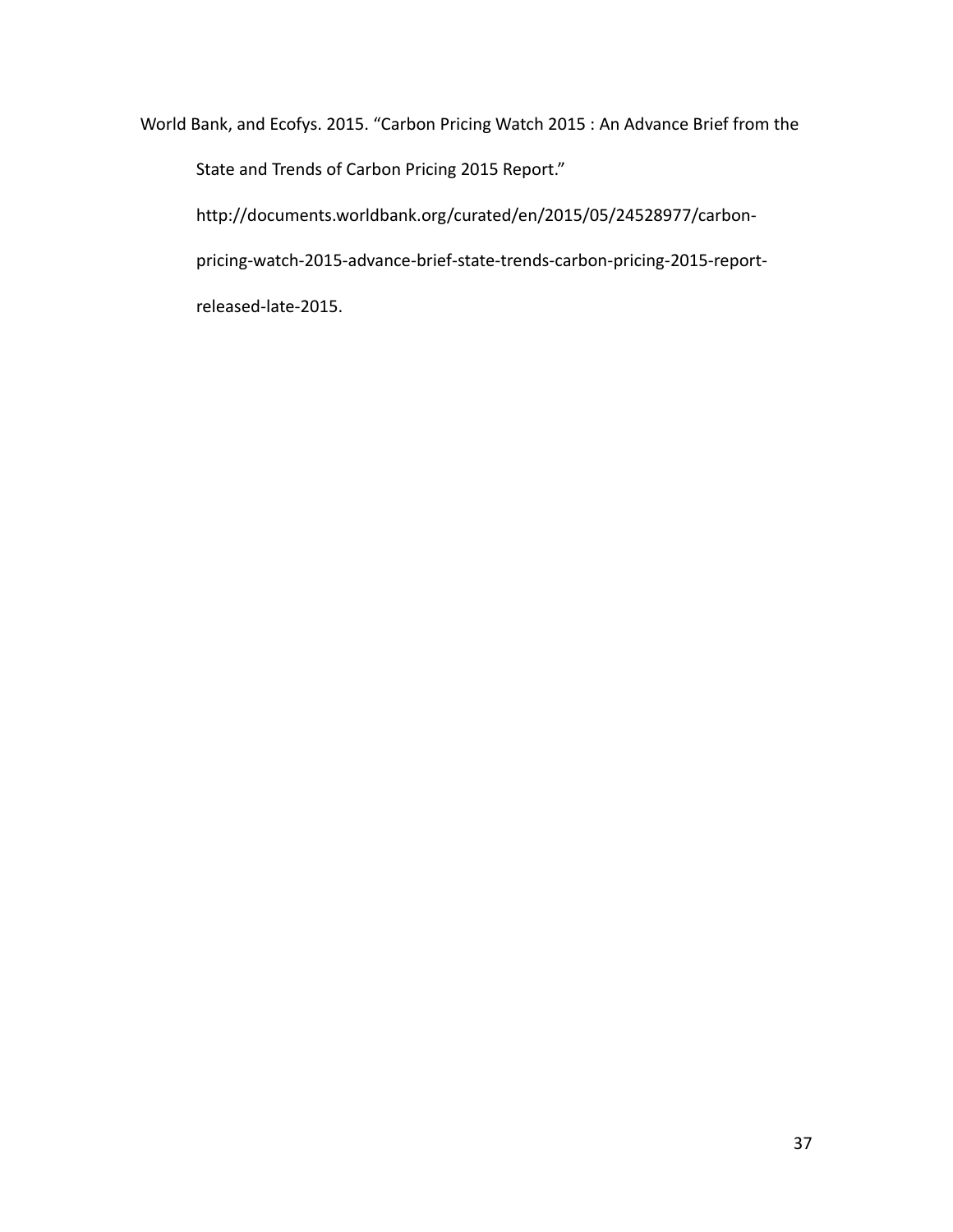World Bank, and Ecofys. 2015. "Carbon Pricing Watch 2015 : An Advance Brief from the State and Trends of Carbon Pricing 2015 Report." http://documents.worldbank.org/curated/en/2015/05/24528977/carbon-pricing-watch-2015-advance-brief-state-trends-carbon-pricing-2015-report-released-late-2015.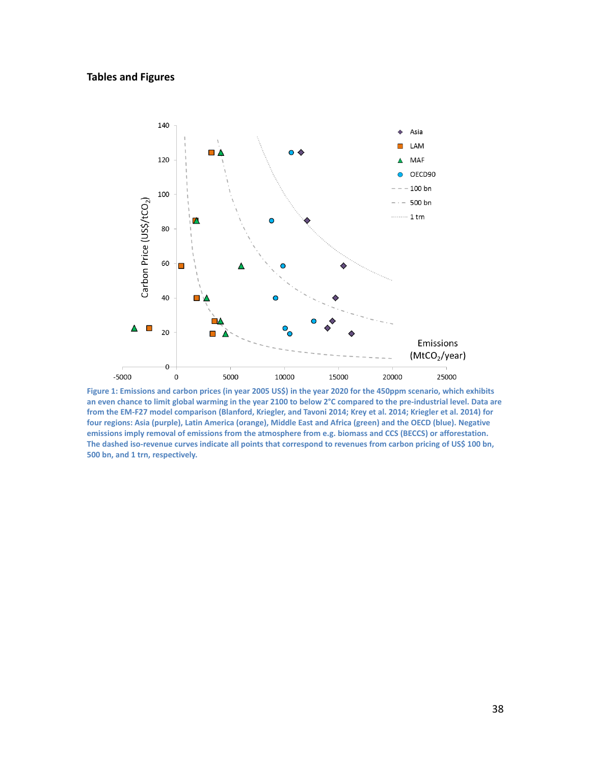## Tables and Figures

Figure 1: Emissions and carbon prices (in year 2005 US$) in the year 2020 for the 450ppm scenario, which exhibits an even chance to limit global warming in the year 2100 to below 2°C compared to the pre-industrial level. Data are from the EM-F27 model comparison (Blanford, Kriegler, and Tavoni 2014; Krey et al. 2014; Kriegler et al. 2014) for four regions: Asia (purple), Latin America (orange), Middle East and Africa (green) and the OECD (blue). Negative emissions imply removal of emissions from the atmosphere from e.g. biomass and CCS (BECCS) or afforestation. The dashed iso-revenue curves indicate all points that correspond to revenues from carbon pricing of US$ 100 bn, 500 bn, and 1 trn, respectively.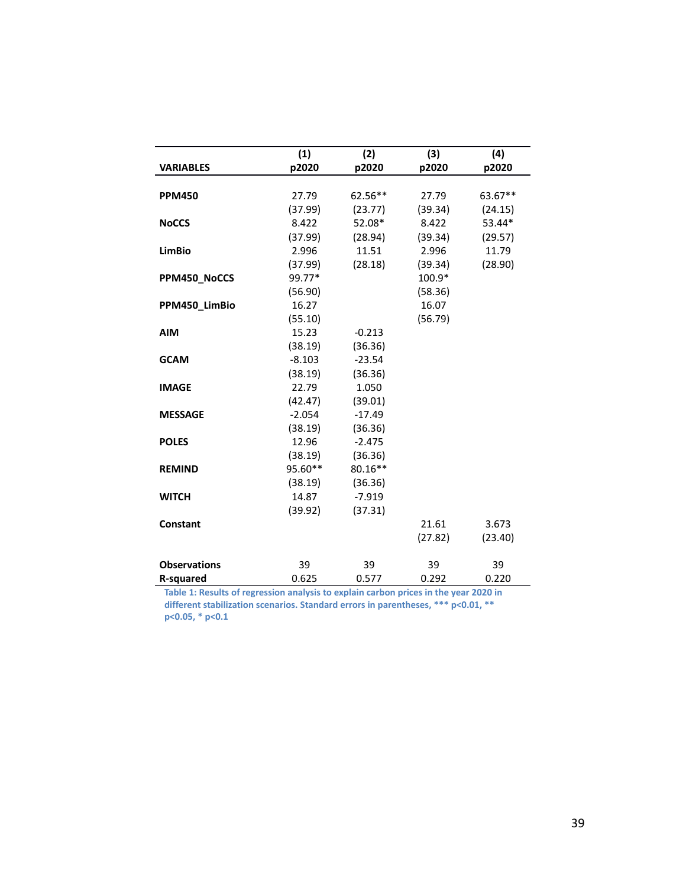| VARIABLES | (1)<br>p2020 | (2)<br>p2020 | (3)<br>p2020 | (4)<br>p2020 |
|---|---|---|---|---|
| **PPM450** | 27.79 | 62.56** | 27.79 | 63.67** |
| | (37.99) | (23.77) | (39.34) | (24.15) |
| **NoCCS** | 8.422 | 52.08* | 8.422 | 53.44* |
| | (37.99) | (28.94) | (39.34) | (29.57) |
| **LimBio** | 2.996 | 11.51 | 2.996 | 11.79 |
| | (37.99) | (28.18) | (39.34) | (28.90) |
| **PPM450_NoCCS** | 99.77* | | 100.9* | |
| | (56.90) | | (58.36) | |
| **PPM450_LimBio** | 16.27 | | 16.07 | |
| | (55.10) | | (56.79) | |
| **AIM** | 15.23 | -0.213 | | |
| | (38.19) | (36.36) | | |
| **GCAM** | -8.103 | -23.54 | | |
| | (38.19) | (36.36) | | |
| **IMAGE** | 22.79 | 1.050 | | |
| | (42.47) | (39.01) | | |
| **MESSAGE** | -2.054 | -17.49 | | |
| | (38.19) | (36.36) | | |
| **POLES** | 12.96 | -2.475 | | |
| | (38.19) | (36.36) | | |
| **REMIND** | 95.60** | 80.16** | | |
| | (38.19) | (36.36) | | |
| **WITCH** | 14.87 | -7.919 | | |
| | (39.92) | (37.31) | | |
| **Constant** | | | 21.61 | 3.673 |
| | | | (27.82) | (23.40) |
| **Observations** | 39 | 39 | 39 | 39 |
| **R-squared** | 0.625 | 0.577 | 0.292 | 0.220 |

**Table 1: Results of regression analysis to explain carbon prices in the year 2020 in different stabilization scenarios. Standard errors in parentheses, *** $p<0.01$, ** $p<0.05$, * $p<0.1$**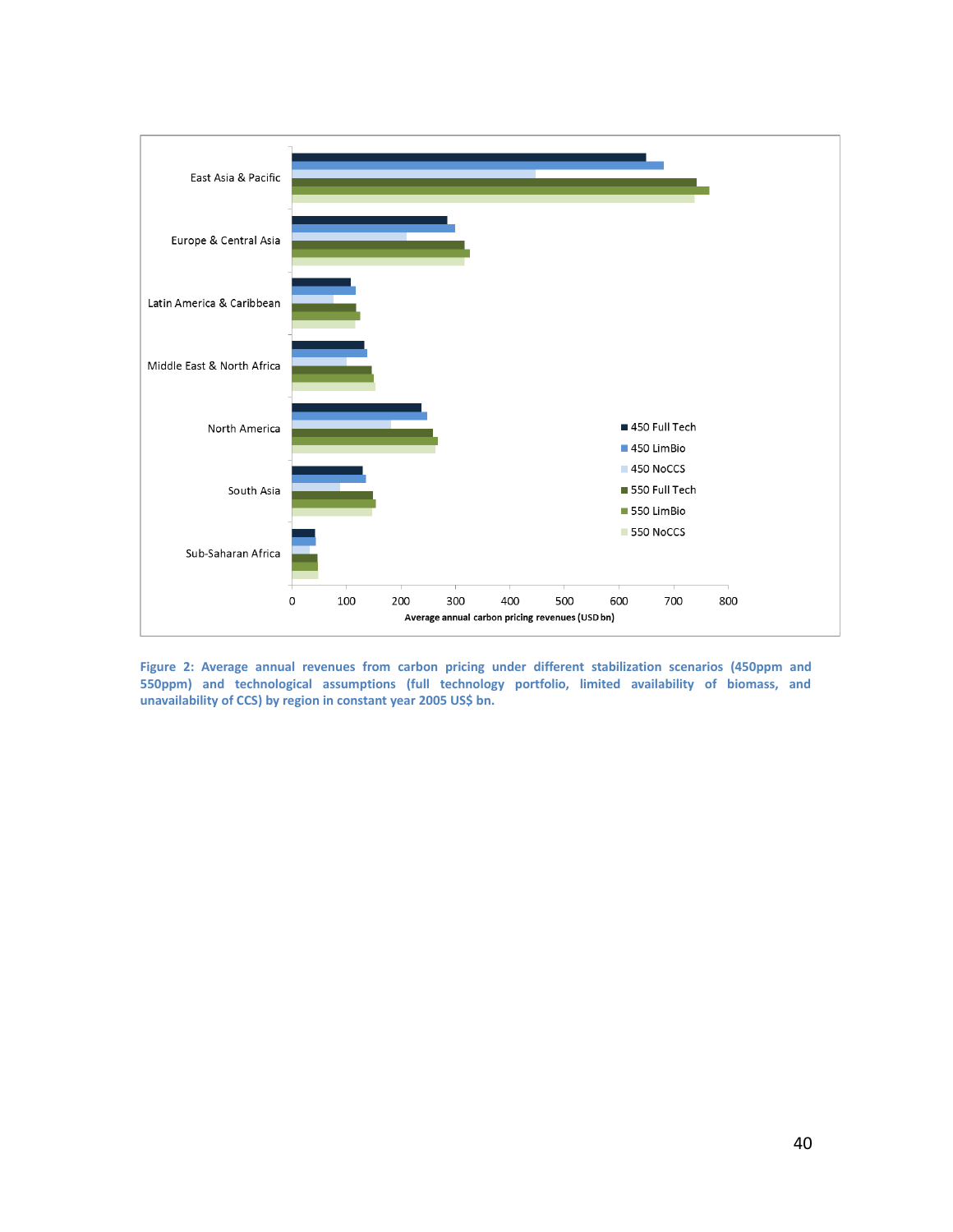Figure 2: Average annual revenues from carbon pricing under different stabilization scenarios (450ppm and 550ppm) and technological assumptions (full technology portfolio, limited availability of biomass, and unavailability of CCS) by region in constant year 2005 US$ bn.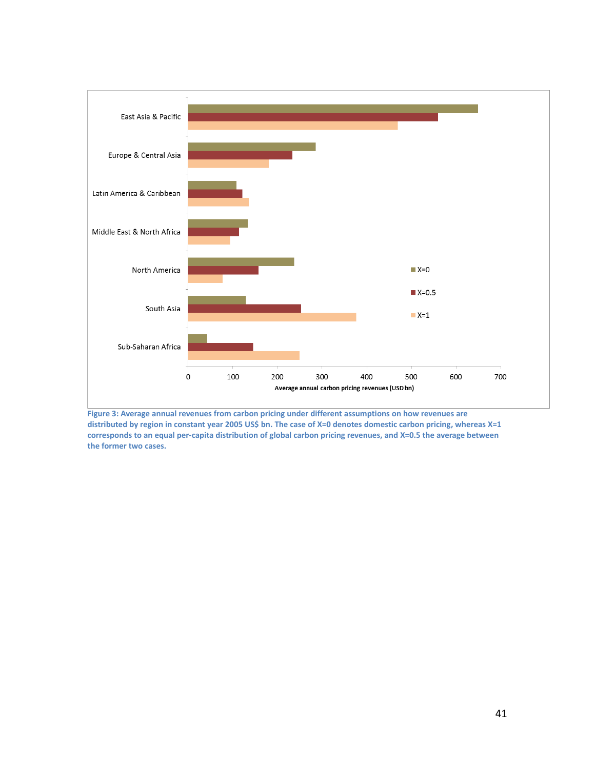Figure 3: Average annual revenues from carbon pricing under different assumptions on how revenues are distributed by region in constant year 2005 US$ bn. The case of X=0 denotes domestic carbon pricing, whereas X=1 corresponds to an equal per-capita distribution of global carbon pricing revenues, and X=0.5 the average between the former two cases.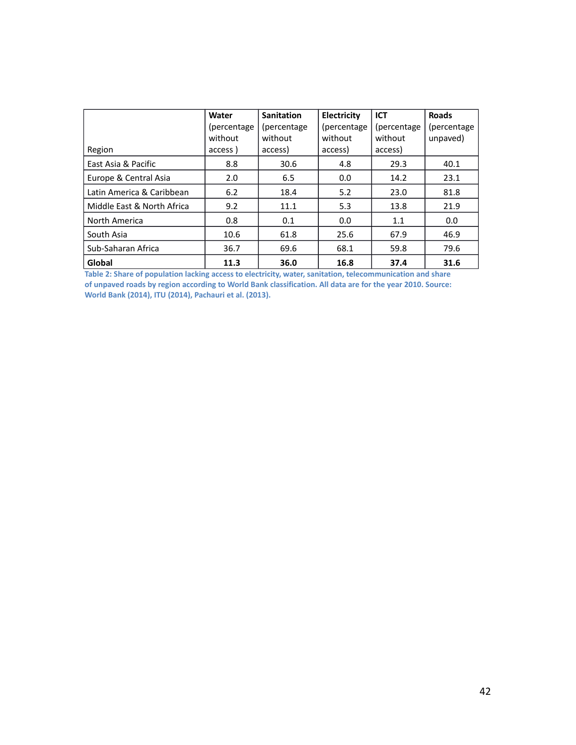| Region | **Water** (percentage without access ) | **Sanitation** (percentage without access) | **Electricity** (percentage without access) | **ICT** (percentage without access) | **Roads** (percentage unpaved) |
|---|---|---|---|---|---|
| East Asia & Pacific | 8.8 | 30.6 | 4.8 | 29.3 | 40.1 |
| Europe & Central Asia | 2.0 | 6.5 | 0.0 | 14.2 | 23.1 |
| Latin America & Caribbean | 6.2 | 18.4 | 5.2 | 23.0 | 81.8 |
| Middle East & North Africa | 9.2 | 11.1 | 5.3 | 13.8 | 21.9 |
| North America | 0.8 | 0.1 | 0.0 | 1.1 | 0.0 |
| South Asia | 10.6 | 61.8 | 25.6 | 67.9 | 46.9 |
| Sub-Saharan Africa | 36.7 | 69.6 | 68.1 | 59.8 | 79.6 |
| **Global** | **11.3** | **36.0** | **16.8** | **37.4** | **31.6** |

**Table 2: Share of population lacking access to electricity, water, sanitation, telecommunication and share of unpaved roads by region according to World Bank classification. All data are for the year 2010. Source: World Bank (2014), ITU (2014), Pachauri et al. (2013).**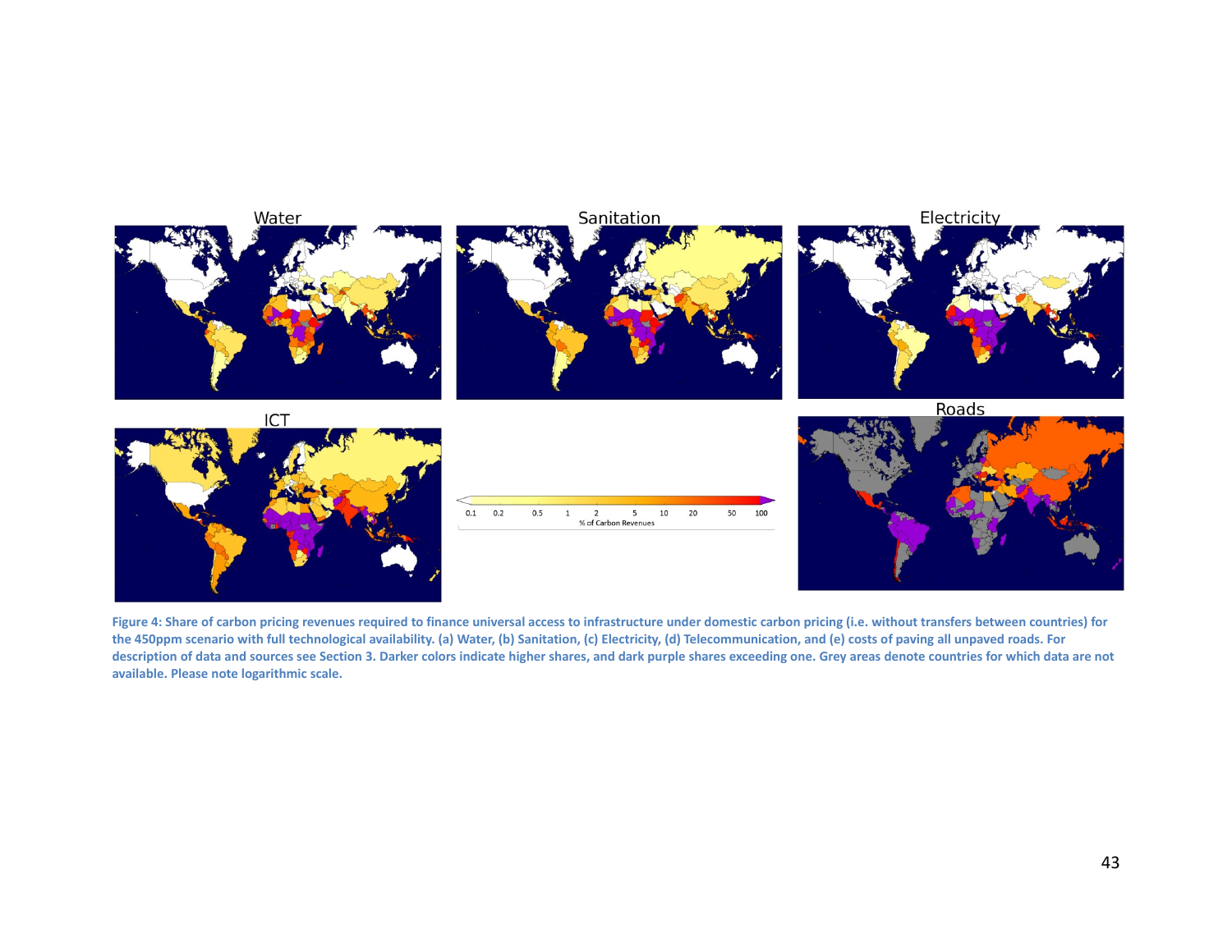**Figure 4: Share of carbon pricing revenues required to finance universal access to infrastructure under domestic carbon pricing (i.e. without transfers between countries) for the 450ppm scenario with full technological availability. (a) Water, (b) Sanitation, (c) Electricity, (d) Telecommunication, and (e) costs of paving all unpaved roads. For description of data and sources see Section 3. Darker colors indicate higher shares, and dark purple shares exceeding one. Grey areas denote countries for which data are not available. Please note logarithmic scale.**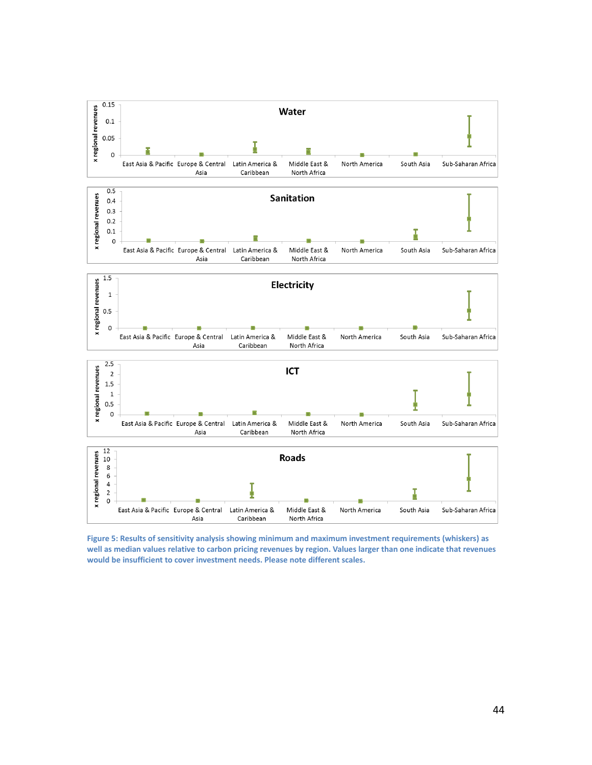Figure 5: Results of sensitivity analysis showing minimum and maximum investment requirements (whiskers) as well as median values relative to carbon pricing revenues by region. Values larger than one indicate that revenues would be insufficient to cover investment needs. Please note different scales.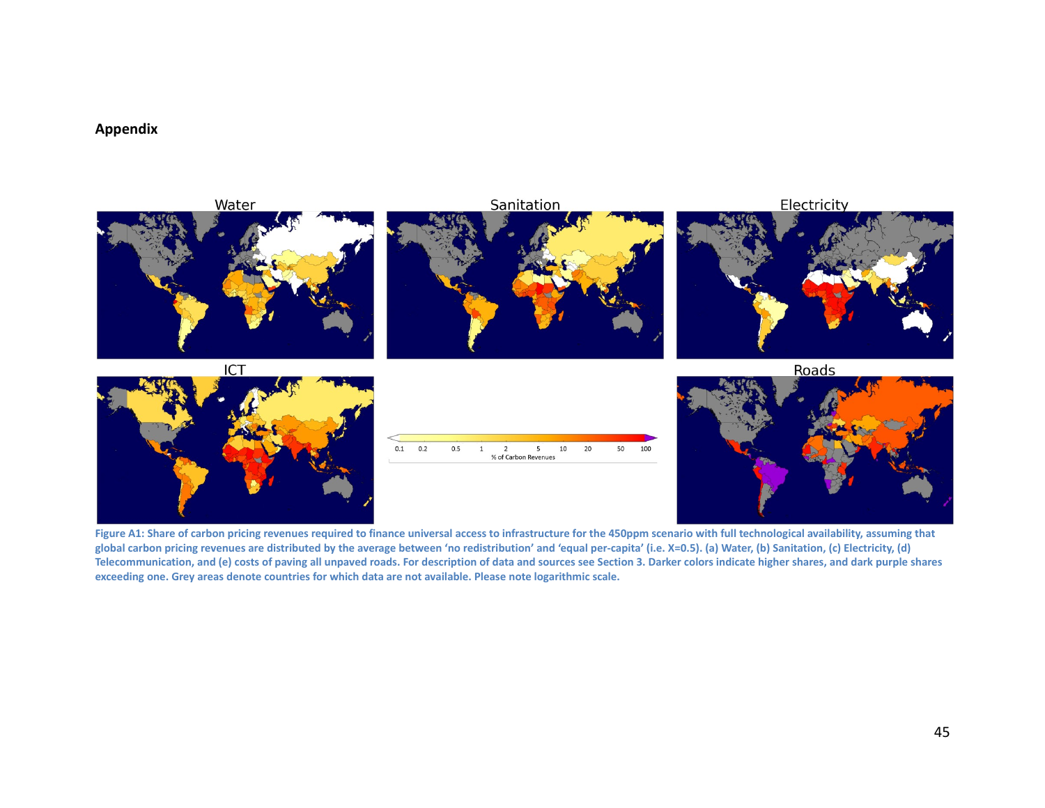## Appendix

Water

Sanitation

Electricity

ICT

Roads

0.1 0.2 0.5 1 2 5 10 20 50 100

% of Carbon Revenues

**Figure A1: Share of carbon pricing revenues required to finance universal access to infrastructure for the 450ppm scenario with full technological availability, assuming that global carbon pricing revenues are distributed by the average between 'no redistribution' and 'equal per-capita' (i.e. X=0.5). (a) Water, (b) Sanitation, (c) Electricity, (d) Telecommunication, and (e) costs of paving all unpaved roads. For description of data and sources see Section 3. Darker colors indicate higher shares, and dark purple shares exceeding one. Grey areas denote countries for which data are not available. Please note logarithmic scale.**